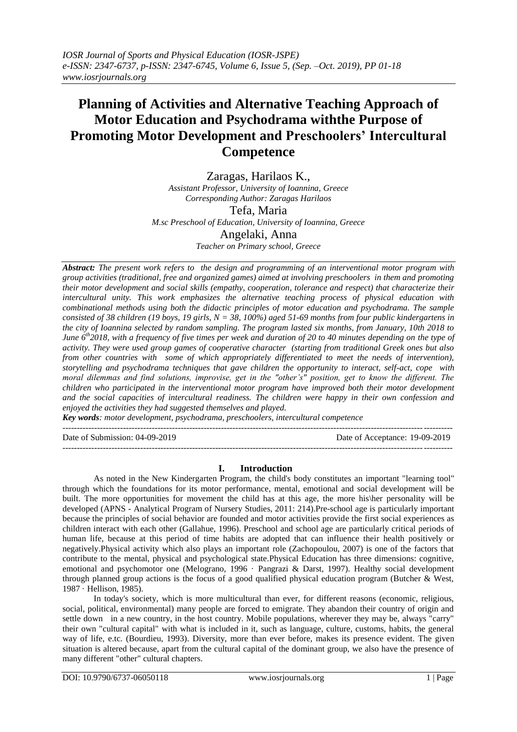# Planning of Activities and Alternative Teaching Approach of Motor Education and Psychodrama withthe Purpose of Promoting Motor Development and Preschoolers' Intercultural Competence

Zaragas, Harilaos K.,
*Assistant Professor, University of Ioannina, Greece*
*Corresponding Author: Zaragas Harilaos*

Tefa, Maria
*M.sc Preschool of Education, University of Ioannina, Greece*

Angelaki, Anna
*Teacher on Primary school, Greece*

***Abstract:*** *The present work refers to the design and programming of an interventional motor program with group activities (traditional, free and organized games) aimed at involving preschoolers in them and promoting their motor development and social skills (empathy, cooperation, tolerance and respect) that characterize their intercultural unity. This work emphasizes the alternative teaching process of physical education with combinational methods using both the didactic principles of motor education and psychodrama. The sample consisted of 38 children (19 boys, 19 girls, N = 38, 100%) aged 51-69 months from four public kindergartens in the city of Ioannina selected by random sampling. The program lasted six months, from January, 10th 2018 to June 6th 2018, with a frequency of five times per week and duration of 20 to 40 minutes depending on the type of activity. They were used group games of cooperative character (starting from traditional Greek ones but also from other countries with some of which appropriately differentiated to meet the needs of intervention), storytelling and psychodrama techniques that gave children the opportunity to interact, self-act, cope with moral dilemmas and find solutions, improvise, get in the "other's" position, get to know the different. The children who participated in the interventional motor program have improved both their motor development and the social capacities of intercultural readiness. The children were happy in their own confession and enjoyed the activities they had suggested themselves and played.*

***Key words****: motor development, psychodrama, preschoolers, intercultural competence*

Date of Submission: 04-09-2019 Date of Acceptance: 19-09-2019

## I. Introduction

As noted in the New Kindergarten Program, the child's body constitutes an important "learning tool" through which the foundations for its motor performance, mental, emotional and social development will be built. The more opportunities for movement the child has at this age, the more his\her personality will be developed (APNS - Analytical Program of Nursery Studies, 2011: 214).Pre-school age is particularly important because the principles of social behavior are founded and motor activities provide the first social experiences as children interact with each other (Gallahue, 1996). Preschool and school age are particularly critical periods of human life, because at this period of time habits are adopted that can influence their health positively or negatively.Physical activity which also plays an important role (Zachopoulou, 2007) is one of the factors that contribute to the mental, physical and psychological state.Physical Education has three dimensions: cognitive, emotional and psychomotor one (Melograno, 1996 · Pangrazi & Darst, 1997). Healthy social development through planned group actions is the focus of a good qualified physical education program (Butcher & West, 1987 · Hellison, 1985).

In today's society, which is more multicultural than ever, for different reasons (economic, religious, social, political, environmental) many people are forced to emigrate. They abandon their country of origin and settle down in a new country, in the host country. Mobile populations, wherever they may be, always "carry" their own "cultural capital" with what is included in it, such as language, culture, customs, habits, the general way of life, e.tc. (Bourdieu, 1993). Diversity, more than ever before, makes its presence evident. The given situation is altered because, apart from the cultural capital of the dominant group, we also have the presence of many different "other" cultural chapters.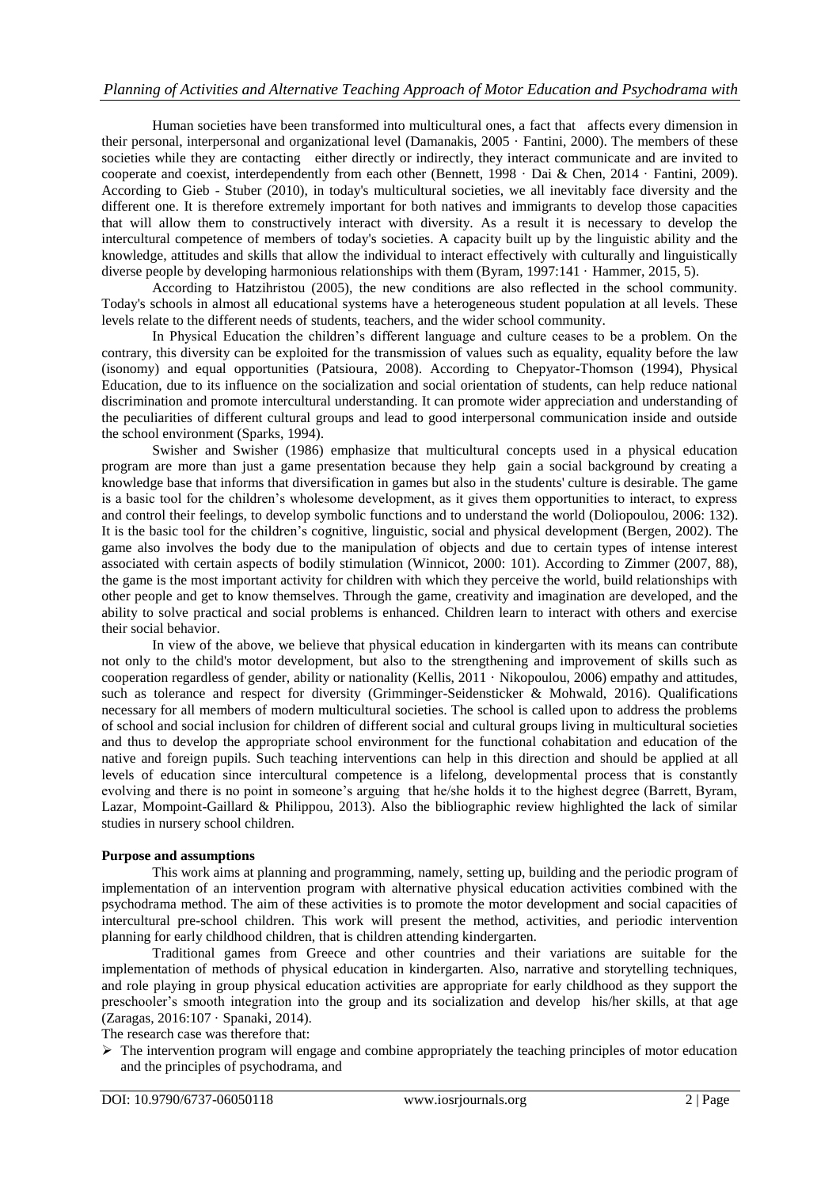Human societies have been transformed into multicultural ones, a fact that affects every dimension in their personal, interpersonal and organizational level (Damanakis, 2005 · Fantini, 2000). The members of these societies while they are contacting either directly or indirectly, they interact communicate and are invited to cooperate and coexist, interdependently from each other (Bennett, 1998 · Dai & Chen, 2014 · Fantini, 2009). According to Gieb - Stuber (2010), in today's multicultural societies, we all inevitably face diversity and the different one. It is therefore extremely important for both natives and immigrants to develop those capacities that will allow them to constructively interact with diversity. As a result it is necessary to develop the intercultural competence of members of today's societies. A capacity built up by the linguistic ability and the knowledge, attitudes and skills that allow the individual to interact effectively with culturally and linguistically diverse people by developing harmonious relationships with them (Byram, 1997:141 · Hammer, 2015, 5).

According to Hatzihristou (2005), the new conditions are also reflected in the school community. Today's schools in almost all educational systems have a heterogeneous student population at all levels. These levels relate to the different needs of students, teachers, and the wider school community.

In Physical Education the children's different language and culture ceases to be a problem. On the contrary, this diversity can be exploited for the transmission of values such as equality, equality before the law (isonomy) and equal opportunities (Patsioura, 2008). According to Chepyator-Thomson (1994), Physical Education, due to its influence on the socialization and social orientation of students, can help reduce national discrimination and promote intercultural understanding. It can promote wider appreciation and understanding of the peculiarities of different cultural groups and lead to good interpersonal communication inside and outside the school environment (Sparks, 1994).

Swisher and Swisher (1986) emphasize that multicultural concepts used in a physical education program are more than just a game presentation because they help gain a social background by creating a knowledge base that informs that diversification in games but also in the students' culture is desirable. The game is a basic tool for the children's wholesome development, as it gives them opportunities to interact, to express and control their feelings, to develop symbolic functions and to understand the world (Doliopoulou, 2006: 132). It is the basic tool for the children's cognitive, linguistic, social and physical development (Bergen, 2002). The game also involves the body due to the manipulation of objects and due to certain types of intense interest associated with certain aspects of bodily stimulation (Winnicot, 2000: 101). According to Zimmer (2007, 88), the game is the most important activity for children with which they perceive the world, build relationships with other people and get to know themselves. Through the game, creativity and imagination are developed, and the ability to solve practical and social problems is enhanced. Children learn to interact with others and exercise their social behavior.

In view of the above, we believe that physical education in kindergarten with its means can contribute not only to the child's motor development, but also to the strengthening and improvement of skills such as cooperation regardless of gender, ability or nationality (Kellis, 2011 · Nikopoulou, 2006) empathy and attitudes, such as tolerance and respect for diversity (Grimminger-Seidensticker & Mohwald, 2016). Qualifications necessary for all members of modern multicultural societies. The school is called upon to address the problems of school and social inclusion for children of different social and cultural groups living in multicultural societies and thus to develop the appropriate school environment for the functional cohabitation and education of the native and foreign pupils. Such teaching interventions can help in this direction and should be applied at all levels of education since intercultural competence is a lifelong, developmental process that is constantly evolving and there is no point in someone's arguing that he/she holds it to the highest degree (Barrett, Byram, Lazar, Mompoint-Gaillard & Philippou, 2013). Also the bibliographic review highlighted the lack of similar studies in nursery school children.

**Purpose and assumptions**

This work aims at planning and programming, namely, setting up, building and the periodic program of implementation of an intervention program with alternative physical education activities combined with the psychodrama method. The aim of these activities is to promote the motor development and social capacities of intercultural pre-school children. This work will present the method, activities, and periodic intervention planning for early childhood children, that is children attending kindergarten.

Traditional games from Greece and other countries and their variations are suitable for the implementation of methods of physical education in kindergarten. Also, narrative and storytelling techniques, and role playing in group physical education activities are appropriate for early childhood as they support the preschooler's smooth integration into the group and its socialization and develop his/her skills, at that age (Zaragas, 2016:107 · Spanaki, 2014).

The research case was therefore that:

- The intervention program will engage and combine appropriately the teaching principles of motor education and the principles of psychodrama, and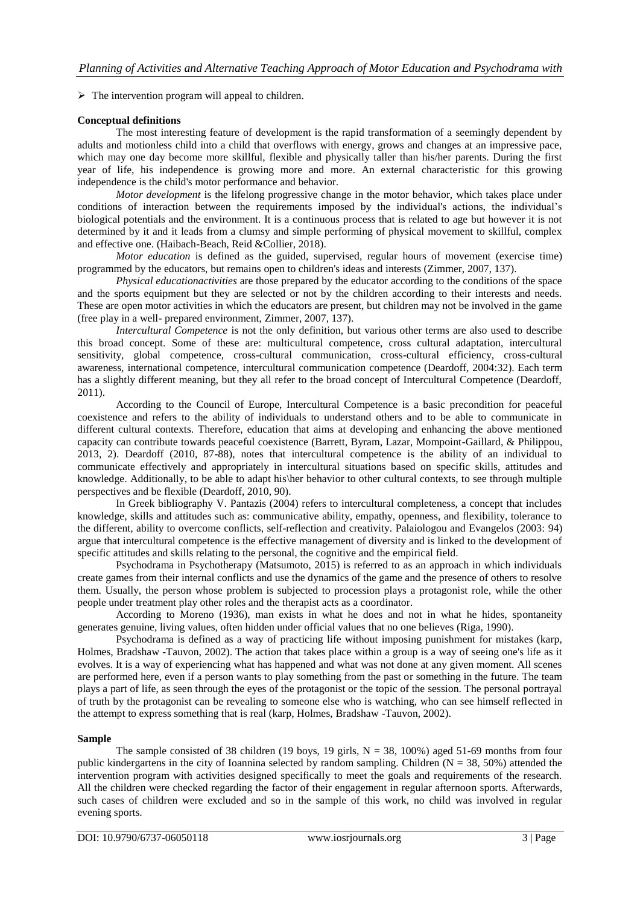- The intervention program will appeal to children.

**Conceptual definitions**

The most interesting feature of development is the rapid transformation of a seemingly dependent by adults and motionless child into a child that overflows with energy, grows and changes at an impressive pace, which may one day become more skillful, flexible and physically taller than his/her parents. During the first year of life, his independence is growing more and more. An external characteristic for this growing independence is the child's motor performance and behavior.

*Motor development* is the lifelong progressive change in the motor behavior, which takes place under conditions of interaction between the requirements imposed by the individual's actions, the individual's biological potentials and the environment. It is a continuous process that is related to age but however it is not determined by it and it leads from a clumsy and simple performing of physical movement to skillful, complex and effective one. (Haibach-Beach, Reid &Collier, 2018).

*Motor education* is defined as the guided, supervised, regular hours of movement (exercise time) programmed by the educators, but remains open to children's ideas and interests (Zimmer, 2007, 137).

*Physical educationactivities* are those prepared by the educator according to the conditions of the space and the sports equipment but they are selected or not by the children according to their interests and needs. These are open motor activities in which the educators are present, but children may not be involved in the game (free play in a well- prepared environment, Zimmer, 2007, 137).

*Intercultural Competence* is not the only definition, but various other terms are also used to describe this broad concept. Some of these are: multicultural competence, cross cultural adaptation, intercultural sensitivity, global competence, cross-cultural communication, cross-cultural efficiency, cross-cultural awareness, international competence, intercultural communication competence (Deardoff, 2004:32). Each term has a slightly different meaning, but they all refer to the broad concept of Intercultural Competence (Deardoff, 2011).

According to the Council of Europe, Intercultural Competence is a basic precondition for peaceful coexistence and refers to the ability of individuals to understand others and to be able to communicate in different cultural contexts. Therefore, education that aims at developing and enhancing the above mentioned capacity can contribute towards peaceful coexistence (Barrett, Byram, Lazar, Mompoint-Gaillard, & Philippou, 2013, 2). Deardoff (2010, 87-88), notes that intercultural competence is the ability of an individual to communicate effectively and appropriately in intercultural situations based on specific skills, attitudes and knowledge. Additionally, to be able to adapt his\her behavior to other cultural contexts, to see through multiple perspectives and be flexible (Deardoff, 2010, 90).

In Greek bibliography V. Pantazis (2004) refers to intercultural completeness, a concept that includes knowledge, skills and attitudes such as: communicative ability, empathy, openness, and flexibility, tolerance to the different, ability to overcome conflicts, self-reflection and creativity. Palaiologou and Evangelos (2003: 94) argue that intercultural competence is the effective management of diversity and is linked to the development of specific attitudes and skills relating to the personal, the cognitive and the empirical field.

Psychodrama in Psychotherapy (Matsumoto, 2015) is referred to as an approach in which individuals create games from their internal conflicts and use the dynamics of the game and the presence of others to resolve them. Usually, the person whose problem is subjected to procession plays a protagonist role, while the other people under treatment play other roles and the therapist acts as a coordinator.

According to Moreno (1936), man exists in what he does and not in what he hides, spontaneity generates genuine, living values, often hidden under official values that no one believes (Riga, 1990).

Psychodrama is defined as a way of practicing life without imposing punishment for mistakes (karp, Holmes, Bradshaw -Tauvon, 2002). The action that takes place within a group is a way of seeing one's life as it evolves. It is a way of experiencing what has happened and what was not done at any given moment. All scenes are performed here, even if a person wants to play something from the past or something in the future. The team plays a part of life, as seen through the eyes of the protagonist or the topic of the session. The personal portrayal of truth by the protagonist can be revealing to someone else who is watching, who can see himself reflected in the attempt to express something that is real (karp, Holmes, Bradshaw -Tauvon, 2002).

**Sample**

The sample consisted of 38 children (19 boys, 19 girls, $N = 38$, 100%) aged 51-69 months from four public kindergartens in the city of Ioannina selected by random sampling. Children ($N = 38$, 50%) attended the intervention program with activities designed specifically to meet the goals and requirements of the research. All the children were checked regarding the factor of their engagement in regular afternoon sports. Afterwards, such cases of children were excluded and so in the sample of this work, no child was involved in regular evening sports.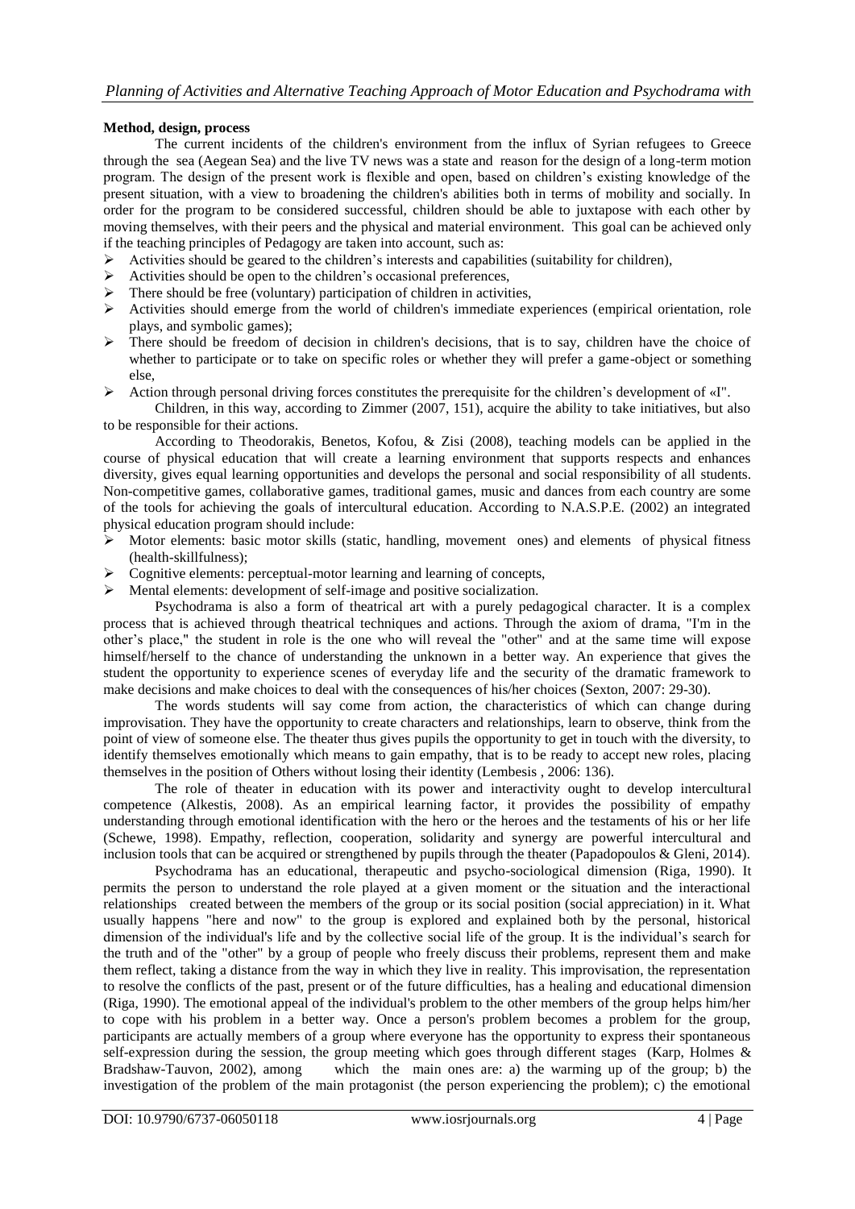**Method, design, process**

The current incidents of the children's environment from the influx of Syrian refugees to Greece through the sea (Aegean Sea) and the live TV news was a state and reason for the design of a long-term motion program. The design of the present work is flexible and open, based on children's existing knowledge of the present situation, with a view to broadening the children's abilities both in terms of mobility and socially. In order for the program to be considered successful, children should be able to juxtapose with each other by moving themselves, with their peers and the physical and material environment. This goal can be achieved only if the teaching principles of Pedagogy are taken into account, such as:

- Activities should be geared to the children's interests and capabilities (suitability for children),
- Activities should be open to the children's occasional preferences,
- There should be free (voluntary) participation of children in activities,
- Activities should emerge from the world of children's immediate experiences (empirical orientation, role plays, and symbolic games);
- There should be freedom of decision in children's decisions, that is to say, children have the choice of whether to participate or to take on specific roles or whether they will prefer a game-object or something else,
- Action through personal driving forces constitutes the prerequisite for the children's development of «I".

Children, in this way, according to Zimmer (2007, 151), acquire the ability to take initiatives, but also to be responsible for their actions.

According to Theodorakis, Benetos, Kofou, & Zisi (2008), teaching models can be applied in the course of physical education that will create a learning environment that supports respects and enhances diversity, gives equal learning opportunities and develops the personal and social responsibility of all students. Non-competitive games, collaborative games, traditional games, music and dances from each country are some of the tools for achieving the goals of intercultural education. According to N.A.S.P.E. (2002) an integrated physical education program should include:

- Motor elements: basic motor skills (static, handling, movement ones) and elements of physical fitness (health-skillfulness);
- Cognitive elements: perceptual-motor learning and learning of concepts,
- Mental elements: development of self-image and positive socialization.

Psychodrama is also a form of theatrical art with a purely pedagogical character. It is a complex process that is achieved through theatrical techniques and actions. Through the axiom of drama, "I'm in the other's place," the student in role is the one who will reveal the "other" and at the same time will expose himself/herself to the chance of understanding the unknown in a better way. An experience that gives the student the opportunity to experience scenes of everyday life and the security of the dramatic framework to make decisions and make choices to deal with the consequences of his/her choices (Sexton, 2007: 29-30).

The words students will say come from action, the characteristics of which can change during improvisation. They have the opportunity to create characters and relationships, learn to observe, think from the point of view of someone else. The theater thus gives pupils the opportunity to get in touch with the diversity, to identify themselves emotionally which means to gain empathy, that is to be ready to accept new roles, placing themselves in the position of Others without losing their identity (Lembesis , 2006: 136).

The role of theater in education with its power and interactivity ought to develop intercultural competence (Alkestis, 2008). As an empirical learning factor, it provides the possibility of empathy understanding through emotional identification with the hero or the heroes and the testaments of his or her life (Schewe, 1998). Empathy, reflection, cooperation, solidarity and synergy are powerful intercultural and inclusion tools that can be acquired or strengthened by pupils through the theater (Papadopoulos & Gleni, 2014).

Psychodrama has an educational, therapeutic and psycho-sociological dimension (Riga, 1990). It permits the person to understand the role played at a given moment or the situation and the interactional relationships created between the members of the group or its social position (social appreciation) in it. What usually happens "here and now" to the group is explored and explained both by the personal, historical dimension of the individual's life and by the collective social life of the group. It is the individual's search for the truth and of the "other" by a group of people who freely discuss their problems, represent them and make them reflect, taking a distance from the way in which they live in reality. This improvisation, the representation to resolve the conflicts of the past, present or of the future difficulties, has a healing and educational dimension (Riga, 1990). The emotional appeal of the individual's problem to the other members of the group helps him/her to cope with his problem in a better way. Once a person's problem becomes a problem for the group, participants are actually members of a group where everyone has the opportunity to express their spontaneous self-expression during the session, the group meeting which goes through different stages (Karp, Holmes & Bradshaw-Tauvon, 2002), among which the main ones are: a) the warming up of the group; b) the investigation of the problem of the main protagonist (the person experiencing the problem); c) the emotional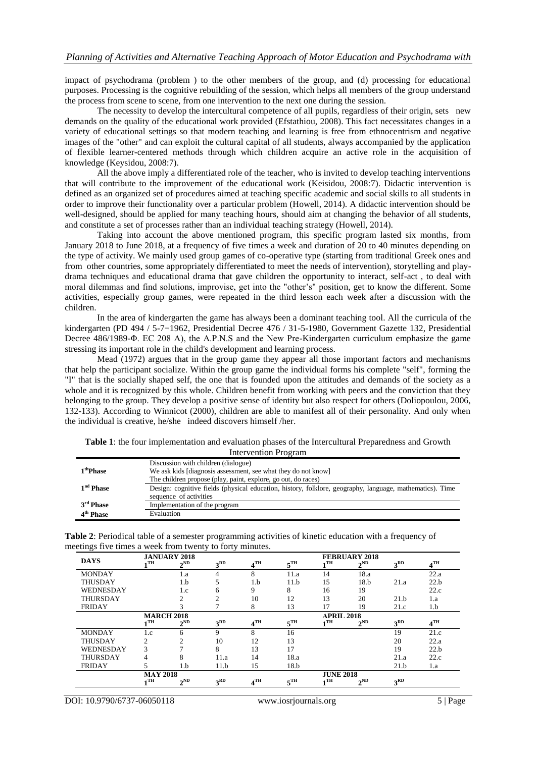impact of psychodrama (problem ) to the other members of the group, and (d) processing for educational purposes. Processing is the cognitive rebuilding of the session, which helps all members of the group understand the process from scene to scene, from one intervention to the next one during the session.

The necessity to develop the intercultural competence of all pupils, regardless of their origin, sets new demands on the quality of the educational work provided (Efstathiou, 2008). This fact necessitates changes in a variety of educational settings so that modern teaching and learning is free from ethnocentrism and negative images of the "other" and can exploit the cultural capital of all students, always accompanied by the application of flexible learner-centered methods through which children acquire an active role in the acquisition of knowledge (Keysidou, 2008:7).

All the above imply a differentiated role of the teacher, who is invited to develop teaching interventions that will contribute to the improvement of the educational work (Keisidou, 2008:7). Didactic intervention is defined as an organized set of procedures aimed at teaching specific academic and social skills to all students in order to improve their functionality over a particular problem (Howell, 2014). A didactic intervention should be well-designed, should be applied for many teaching hours, should aim at changing the behavior of all students, and constitute a set of processes rather than an individual teaching strategy (Howell, 2014).

Taking into account the above mentioned program, this specific program lasted six months, from January 2018 to June 2018, at a frequency of five times a week and duration of 20 to 40 minutes depending on the type of activity. We mainly used group games of co-operative type (starting from traditional Greek ones and from other countries, some appropriately differentiated to meet the needs of intervention), storytelling and play-drama techniques and educational drama that gave children the opportunity to interact, self-act , to deal with moral dilemmas and find solutions, improvise, get into the "other's" position, get to know the different. Some activities, especially group games, were repeated in the third lesson each week after a discussion with the children.

In the area of kindergarten the game has always been a dominant teaching tool. All the curricula of the kindergarten (PD 494 / 5-7¬1962, Presidential Decree 476 / 31-5-1980, Government Gazette 132, Presidential Decree 486/1989-Φ. EC 208 A), the A.P.N.S and the New Pre-Kindergarten curriculum emphasize the game stressing its important role in the child's development and learning process.

Mead (1972) argues that in the group game they appear all those important factors and mechanisms that help the participant socialize. Within the group game the individual forms his complete "self", forming the "I" that is the socially shaped self, the one that is founded upon the attitudes and demands of the society as a whole and it is recognized by this whole. Children benefit from working with peers and the conviction that they belonging to the group. They develop a positive sense of identity but also respect for others (Doliopoulou, 2006, 132-133). According to Winnicot (2000), children are able to manifest all of their personality. And only when the individual is creative, he/she indeed discovers himself /her.

**Table 1**: the four implementation and evaluation phases of the Intercultural Preparedness and Growth Intervention Program

| | |
|---|---|
| **1thPhase** | Discussion with children (dialogue)<br>We ask kids [diagnosis assessment, see what they do not know]<br>The children propose (play, paint, explore, go out, do races) |
| **1nd Phase** | Design: cognitive fields (physical education, history, folklore, geography, language, mathematics). Time sequence of activities |
| **3rd Phase** | Implementation of the program |
| **4th Phase** | Evaluation |

**Table 2**: Periodical table of a semester programming activities of kinetic education with a frequency of meetings five times a week from twenty to forty minutes.

| DAYS | JANUARY 2018 | | | | | FEBRUARY 2018 | | | |
|---|---|---|---|---|---|---|---|---|---|
| | 1TH | 2ND | 3RD | 4TH | 5TH | 1TH | 2ND | 3RD | 4TH |
| MONDAY | | 1.a | 4 | 8 | 11.a | 14 | 18.a | | 22.a |
| THUSDAY | | 1.b | 5 | 1.b | 11.b | 15 | 18.b | 21.a | 22.b |
| WEDNESDAY | | 1.c | 6 | 9 | 8 | 16 | 19 | | 22.c |
| THURSDAY | | 2 | 2 | 10 | 12 | 13 | 20 | 21.b | 1.a |
| FRIDAY | | 3 | 7 | 8 | 13 | 17 | 19 | 21.c | 1.b |
| | **MARCH 2018** | | | | | **APRIL 2018** | | | |
| | 1TH | 2ND | 3RD | 4TH | 5TH | 1TH | 2ND | 3RD | 4TH |
| MONDAY | 1.c | 6 | 9 | 8 | 16 | | | 19 | 21.c |
| THUSDAY | 2 | 2 | 10 | 12 | 13 | | | 20 | 22.a |
| WEDNESDAY | 3 | 7 | 8 | 13 | 17 | | | 19 | 22.b |
| THURSDAY | 4 | 8 | 11.a | 14 | 18.a | | | 21.a | 22.c |
| FRIDAY | 5 | 1.b | 11.b | 15 | 18.b | | | 21.b | 1.a |
| | **MAY 2018** | | | | | **JUNE 2018** | | | |
| | 1TH | 2ND | 3RD | 4TH | 5TH | 1TH | 2ND | 3RD | |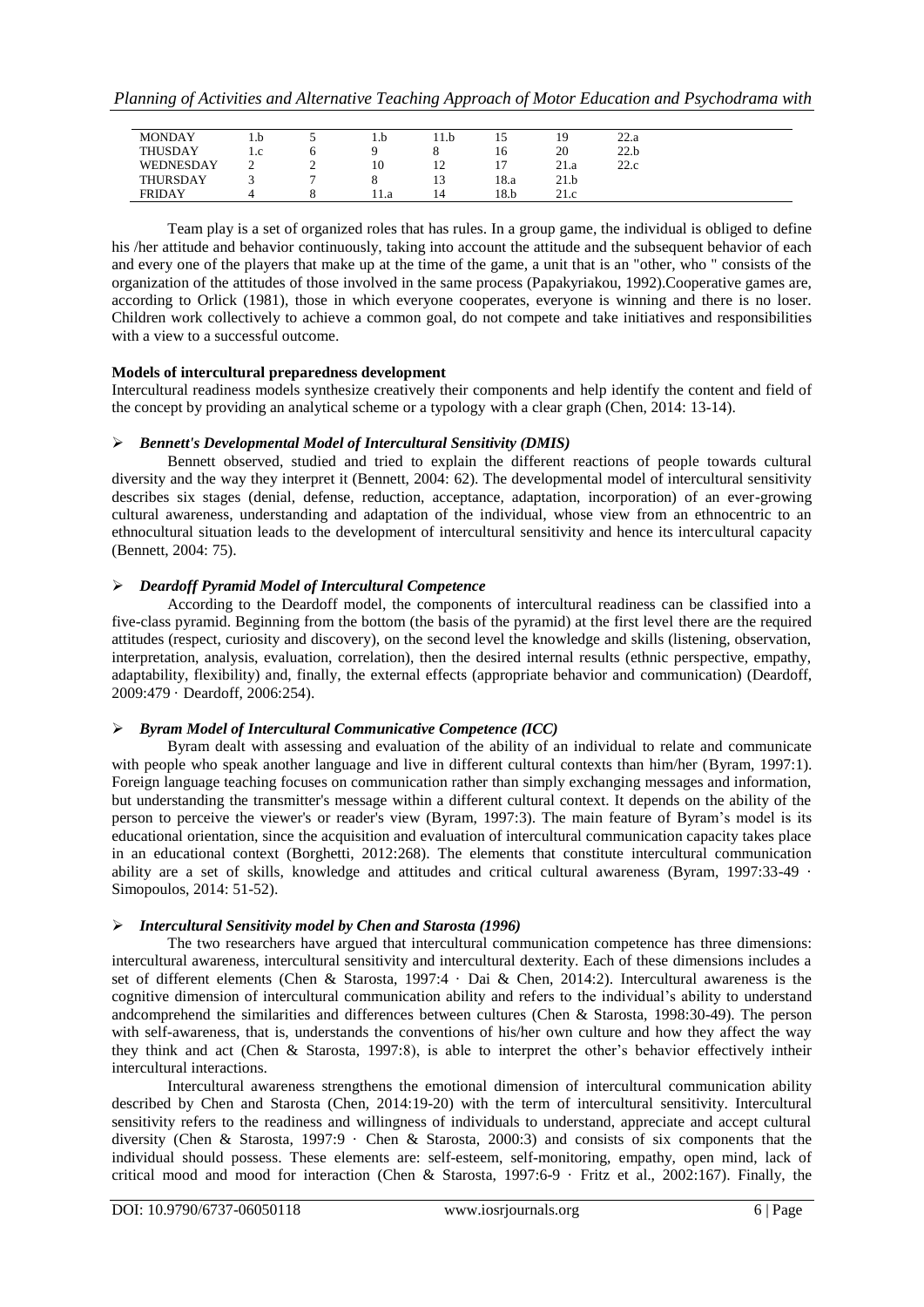| MONDAY | 1.b | 5 | 1.b | 11.b | 15 | 19 | 22.a |
| --- | --- | --- | --- | --- | --- | --- | --- |
| THUSDAY | 1.c | 6 | 9 | 8 | 16 | 20 | 22.b |
| WEDNESDAY | 2 | 2 | 10 | 12 | 17 | 21.a | 22.c |
| THURSDAY | 3 | 7 | 8 | 13 | 18.a | 21.b | |
| FRIDAY | 4 | 8 | 11.a | 14 | 18.b | 21.c | |

Team play is a set of organized roles that has rules. In a group game, the individual is obliged to define his /her attitude and behavior continuously, taking into account the attitude and the subsequent behavior of each and every one of the players that make up at the time of the game, a unit that is an "other, who " consists of the organization of the attitudes of those involved in the same process (Papakyriakou, 1992).Cooperative games are, according to Orlick (1981), those in which everyone cooperates, everyone is winning and there is no loser. Children work collectively to achieve a common goal, do not compete and take initiatives and responsibilities with a view to a successful outcome.

**Models of intercultural preparedness development**

Intercultural readiness models synthesize creatively their components and help identify the content and field of the concept by providing an analytical scheme or a typology with a clear graph (Chen, 2014: 13-14).

- ***Bennett's Developmental Model of Intercultural Sensitivity (DMIS)***

Bennett observed, studied and tried to explain the different reactions of people towards cultural diversity and the way they interpret it (Bennett, 2004: 62). The developmental model of intercultural sensitivity describes six stages (denial, defense, reduction, acceptance, adaptation, incorporation) of an ever-growing cultural awareness, understanding and adaptation of the individual, whose view from an ethnocentric to an ethnocultural situation leads to the development of intercultural sensitivity and hence its intercultural capacity (Bennett, 2004: 75).

- ***Deardoff Pyramid Model of Intercultural Competence***

According to the Deardoff model, the components of intercultural readiness can be classified into a five-class pyramid. Beginning from the bottom (the basis of the pyramid) at the first level there are the required attitudes (respect, curiosity and discovery), on the second level the knowledge and skills (listening, observation, interpretation, analysis, evaluation, correlation), then the desired internal results (ethnic perspective, empathy, adaptability, flexibility) and, finally, the external effects (appropriate behavior and communication) (Deardoff, 2009:479 · Deardoff, 2006:254).

- ***Byram Model of Intercultural Communicative Competence (ICC)***

Byram dealt with assessing and evaluation of the ability of an individual to relate and communicate with people who speak another language and live in different cultural contexts than him/her (Byram, 1997:1). Foreign language teaching focuses on communication rather than simply exchanging messages and information, but understanding the transmitter's message within a different cultural context. It depends on the ability of the person to perceive the viewer's or reader's view (Byram, 1997:3). The main feature of Byram's model is its educational orientation, since the acquisition and evaluation of intercultural communication capacity takes place in an educational context (Borghetti, 2012:268). The elements that constitute intercultural communication ability are a set of skills, knowledge and attitudes and critical cultural awareness (Byram, 1997:33-49 · Simopoulos, 2014: 51-52).

- ***Intercultural Sensitivity model by Chen and Starosta (1996)***

The two researchers have argued that intercultural communication competence has three dimensions: intercultural awareness, intercultural sensitivity and intercultural dexterity. Each of these dimensions includes a set of different elements (Chen & Starosta, 1997:4 · Dai & Chen, 2014:2). Intercultural awareness is the cognitive dimension of intercultural communication ability and refers to the individual's ability to understand andcomprehend the similarities and differences between cultures (Chen & Starosta, 1998:30-49). The person with self-awareness, that is, understands the conventions of his/her own culture and how they affect the way they think and act (Chen & Starosta, 1997:8), is able to interpret the other's behavior effectively intheir intercultural interactions.

Intercultural awareness strengthens the emotional dimension of intercultural communication ability described by Chen and Starosta (Chen, 2014:19-20) with the term of intercultural sensitivity. Intercultural sensitivity refers to the readiness and willingness of individuals to understand, appreciate and accept cultural diversity (Chen & Starosta, 1997:9 · Chen & Starosta, 2000:3) and consists of six components that the individual should possess. These elements are: self-esteem, self-monitoring, empathy, open mind, lack of critical mood and mood for interaction (Chen & Starosta, 1997:6-9 · Fritz et al., 2002:167). Finally, the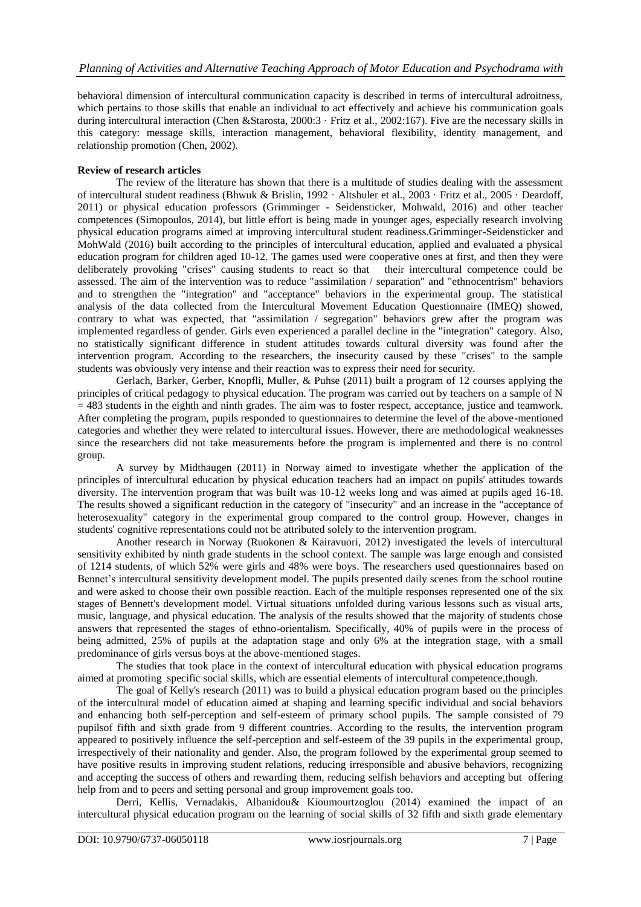behavioral dimension of intercultural communication capacity is described in terms of intercultural adroitness, which pertains to those skills that enable an individual to act effectively and achieve his communication goals during intercultural interaction (Chen &Starosta, 2000:3 · Fritz et al., 2002:167). Five are the necessary skills in this category: message skills, interaction management, behavioral flexibility, identity management, and relationship promotion (Chen, 2002).

**Review of research articles**

The review of the literature has shown that there is a multitude of studies dealing with the assessment of intercultural student readiness (Bhwuk & Brislin, 1992 · Altshuler et al., 2003 · Fritz et al., 2005 · Deardoff, 2011) or physical education professors (Grimminger - Seidensticker, Mohwald, 2016) and other teacher competences (Simopoulos, 2014), but little effort is being made in younger ages, especially research involving physical education programs aimed at improving intercultural student readiness.Grimminger-Seidensticker and MohWald (2016) built according to the principles of intercultural education, applied and evaluated a physical education program for children aged 10-12. The games used were cooperative ones at first, and then they were deliberately provoking "crises" causing students to react so that their intercultural competence could be assessed. The aim of the intervention was to reduce "assimilation / separation" and "ethnocentrism" behaviors and to strengthen the "integration" and "acceptance" behaviors in the experimental group. The statistical analysis of the data collected from the Intercultural Movement Education Questionnaire (IMEQ) showed, contrary to what was expected, that "assimilation / segregation" behaviors grew after the program was implemented regardless of gender. Girls even experienced a parallel decline in the "integration" category. Also, no statistically significant difference in student attitudes towards cultural diversity was found after the intervention program. According to the researchers, the insecurity caused by these "crises" to the sample students was obviously very intense and their reaction was to express their need for security.

Gerlach, Barker, Gerber, Knopfli, Muller, & Puhse (2011) built a program of 12 courses applying the principles of critical pedagogy to physical education. The program was carried out by teachers on a sample of N = 483 students in the eighth and ninth grades. The aim was to foster respect, acceptance, justice and teamwork. After completing the program, pupils responded to questionnaires to determine the level of the above-mentioned categories and whether they were related to intercultural issues. However, there are methodological weaknesses since the researchers did not take measurements before the program is implemented and there is no control group.

A survey by Midthaugen (2011) in Norway aimed to investigate whether the application of the principles of intercultural education by physical education teachers had an impact on pupils' attitudes towards diversity. The intervention program that was built was 10-12 weeks long and was aimed at pupils aged 16-18. The results showed a significant reduction in the category of "insecurity" and an increase in the "acceptance of heterosexuality" category in the experimental group compared to the control group. However, changes in students' cognitive representations could not be attributed solely to the intervention program.

Another research in Norway (Ruokonen & Kairavuori, 2012) investigated the levels of intercultural sensitivity exhibited by ninth grade students in the school context. The sample was large enough and consisted of 1214 students, of which 52% were girls and 48% were boys. The researchers used questionnaires based on Bennet's intercultural sensitivity development model. The pupils presented daily scenes from the school routine and were asked to choose their own possible reaction. Each of the multiple responses represented one of the six stages of Bennett's development model. Virtual situations unfolded during various lessons such as visual arts, music, language, and physical education. The analysis of the results showed that the majority of students chose answers that represented the stages of ethno-orientalism. Specifically, 40% of pupils were in the process of being admitted, 25% of pupils at the adaptation stage and only 6% at the integration stage, with a small predominance of girls versus boys at the above-mentioned stages.

The studies that took place in the context of intercultural education with physical education programs aimed at promoting specific social skills, which are essential elements of intercultural competence,though.

The goal of Kelly's research (2011) was to build a physical education program based on the principles of the intercultural model of education aimed at shaping and learning specific individual and social behaviors and enhancing both self-perception and self-esteem of primary school pupils. The sample consisted of 79 pupilsof fifth and sixth grade from 9 different countries. According to the results, the intervention program appeared to positively influence the self-perception and self-esteem of the 39 pupils in the experimental group, irrespectively of their nationality and gender. Also, the program followed by the experimental group seemed to have positive results in improving student relations, reducing irresponsible and abusive behaviors, recognizing and accepting the success of others and rewarding them, reducing selfish behaviors and accepting but offering help from and to peers and setting personal and group improvement goals too.

Derri, Kellis, Vernadakis, Albanidou& Kioumourtzoglou (2014) examined the impact of an intercultural physical education program on the learning of social skills of 32 fifth and sixth grade elementary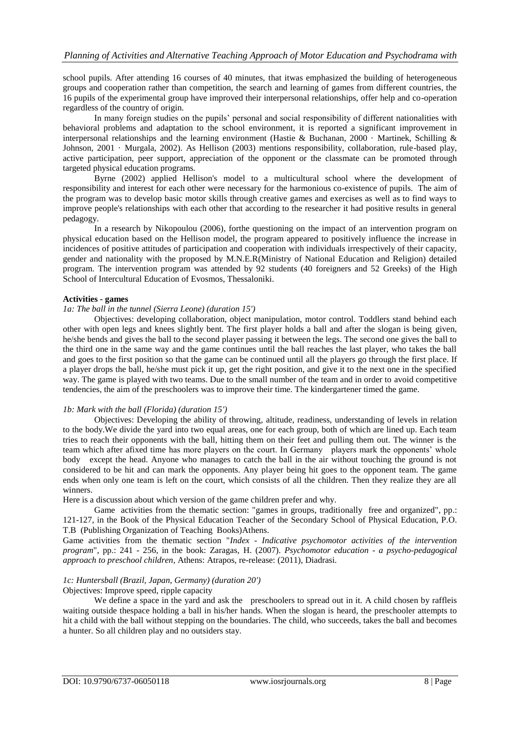school pupils. After attending 16 courses of 40 minutes, that itwas emphasized the building of heterogeneous groups and cooperation rather than competition, the search and learning of games from different countries, the 16 pupils of the experimental group have improved their interpersonal relationships, offer help and co-operation regardless of the country of origin.

In many foreign studies on the pupils' personal and social responsibility of different nationalities with behavioral problems and adaptation to the school environment, it is reported a significant improvement in interpersonal relationships and the learning environment (Hastie & Buchanan, 2000 · Martinek, Schilling & Johnson, 2001 · Murgala, 2002). As Hellison (2003) mentions responsibility, collaboration, rule-based play, active participation, peer support, appreciation of the opponent or the classmate can be promoted through targeted physical education programs.

Byrne (2002) applied Hellison's model to a multicultural school where the development of responsibility and interest for each other were necessary for the harmonious co-existence of pupils. The aim of the program was to develop basic motor skills through creative games and exercises as well as to find ways to improve people's relationships with each other that according to the researcher it had positive results in general pedagogy.

In a research by Nikopoulou (2006), forthe questioning on the impact of an intervention program on physical education based on the Hellison model, the program appeared to positively influence the increase in incidences of positive attitudes of participation and cooperation with individuals irrespectively of their capacity, gender and nationality with the proposed by M.N.E.R(Ministry of National Education and Religion) detailed program. The intervention program was attended by 92 students (40 foreigners and 52 Greeks) of the High School of Intercultural Education of Evosmos, Thessaloniki.

**Activities - games**

*1a: The ball in the tunnel (Sierra Leone) (duration 15')*

Objectives: developing collaboration, object manipulation, motor control. Toddlers stand behind each other with open legs and knees slightly bent. The first player holds a ball and after the slogan is being given, he/she bends and gives the ball to the second player passing it between the legs. The second one gives the ball to the third one in the same way and the game continues until the ball reaches the last player, who takes the ball and goes to the first position so that the game can be continued until all the players go through the first place. If a player drops the ball, he/she must pick it up, get the right position, and give it to the next one in the specified way. The game is played with two teams. Due to the small number of the team and in order to avoid competitive tendencies, the aim of the preschoolers was to improve their time. The kindergartener timed the game.

*1b: Mark with the ball (Florida) (duration 15')*

Objectives: Developing the ability of throwing, altitude, readiness, understanding of levels in relation to the body.We divide the yard into two equal areas, one for each group, both of which are lined up. Each team tries to reach their opponents with the ball, hitting them on their feet and pulling them out. The winner is the team which after afixed time has more players on the court. In Germany players mark the opponents' whole body except the head. Anyone who manages to catch the ball in the air without touching the ground is not considered to be hit and can mark the opponents. Any player being hit goes to the opponent team. The game ends when only one team is left on the court, which consists of all the children. Then they realize they are all winners.

Here is a discussion about which version of the game children prefer and why.

Game activities from the thematic section: "games in groups, traditionally free and organized", pp.: 121-127, in the Book of the Physical Education Teacher of the Secondary School of Physical Education, P.O. T.B (Publishing Organization of Teaching Books)Athens.

Game activities from the thematic section "*Index - Indicative psychomotor activities of the intervention program*", pp.: 241 - 256, in the book: Zaragas, H. (2007). *Psychomotor education - a psycho-pedagogical approach to preschool children*, Athens: Atrapos, re-release: (2011), Diadrasi.

*1c: Huntersball (Brazil, Japan, Germany) (duration 20')*

Objectives: Improve speed, ripple capacity

We define a space in the yard and ask the preschoolers to spread out in it. A child chosen by raffleis waiting outside thespace holding a ball in his/her hands. When the slogan is heard, the preschooler attempts to hit a child with the ball without stepping on the boundaries. The child, who succeeds, takes the ball and becomes a hunter. So all children play and no outsiders stay.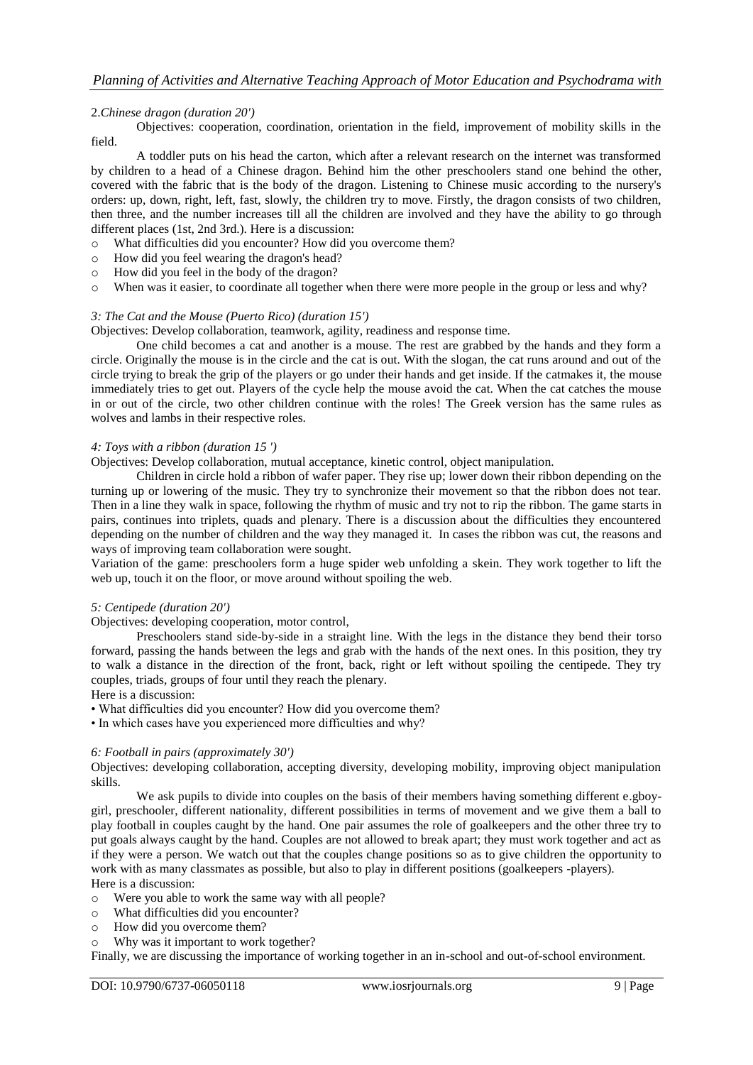2. *Chinese dragon (duration 20')*

Objectives: cooperation, coordination, orientation in the field, improvement of mobility skills in the field.

A toddler puts on his head the carton, which after a relevant research on the internet was transformed by children to a head of a Chinese dragon. Behind him the other preschoolers stand one behind the other, covered with the fabric that is the body of the dragon. Listening to Chinese music according to the nursery's orders: up, down, right, left, fast, slowly, the children try to move. Firstly, the dragon consists of two children, then three, and the number increases till all the children are involved and they have the ability to go through different places (1st, 2nd 3rd.). Here is a discussion:

- What difficulties did you encounter? How did you overcome them?
- How did you feel wearing the dragon's head?
- How did you feel in the body of the dragon?
- When was it easier, to coordinate all together when there were more people in the group or less and why?

*3: The Cat and the Mouse (Puerto Rico) (duration 15')*

Objectives: Develop collaboration, teamwork, agility, readiness and response time.

One child becomes a cat and another is a mouse. The rest are grabbed by the hands and they form a circle. Originally the mouse is in the circle and the cat is out. With the slogan, the cat runs around and out of the circle trying to break the grip of the players or go under their hands and get inside. If the catmakes it, the mouse immediately tries to get out. Players of the cycle help the mouse avoid the cat. When the cat catches the mouse in or out of the circle, two other children continue with the roles! The Greek version has the same rules as wolves and lambs in their respective roles.

*4: Toys with a ribbon (duration 15 ')*

Objectives: Develop collaboration, mutual acceptance, kinetic control, object manipulation.

Children in circle hold a ribbon of wafer paper. They rise up; lower down their ribbon depending on the turning up or lowering of the music. They try to synchronize their movement so that the ribbon does not tear. Then in a line they walk in space, following the rhythm of music and try not to rip the ribbon. The game starts in pairs, continues into triplets, quads and plenary. There is a discussion about the difficulties they encountered depending on the number of children and the way they managed it. In cases the ribbon was cut, the reasons and ways of improving team collaboration were sought.

Variation of the game: preschoolers form a huge spider web unfolding a skein. They work together to lift the web up, touch it on the floor, or move around without spoiling the web.

*5: Centipede (duration 20')*

Objectives: developing cooperation, motor control,

Preschoolers stand side-by-side in a straight line. With the legs in the distance they bend their torso forward, passing the hands between the legs and grab with the hands of the next ones. In this position, they try to walk a distance in the direction of the front, back, right or left without spoiling the centipede. They try couples, triads, groups of four until they reach the plenary.

Here is a discussion:

- What difficulties did you encounter? How did you overcome them?
- In which cases have you experienced more difficulties and why?

*6: Football in pairs (approximately 30')*

Objectives: developing collaboration, accepting diversity, developing mobility, improving object manipulation skills.

We ask pupils to divide into couples on the basis of their members having something different e.gboy-girl, preschooler, different nationality, different possibilities in terms of movement and we give them a ball to play football in couples caught by the hand. One pair assumes the role of goalkeepers and the other three try to put goals always caught by the hand. Couples are not allowed to break apart; they must work together and act as if they were a person. We watch out that the couples change positions so as to give children the opportunity to work with as many classmates as possible, but also to play in different positions (goalkeepers -players).

Here is a discussion:

- Were you able to work the same way with all people?
- What difficulties did you encounter?
- How did you overcome them?
- Why was it important to work together?

Finally, we are discussing the importance of working together in an in-school and out-of-school environment.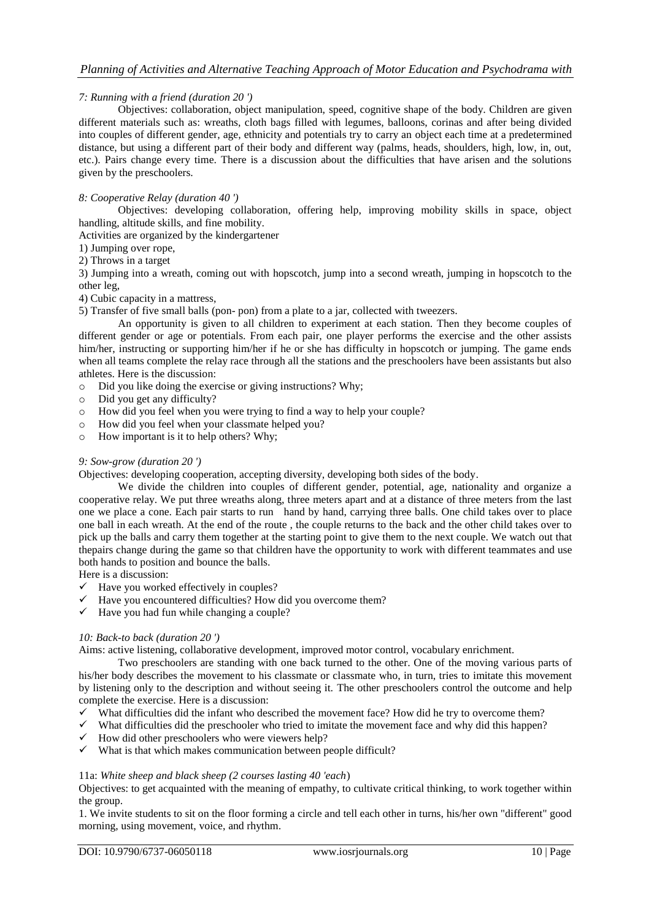*7: Running with a friend (duration 20 ')*

Objectives: collaboration, object manipulation, speed, cognitive shape of the body. Children are given different materials such as: wreaths, cloth bags filled with legumes, balloons, corinas and after being divided into couples of different gender, age, ethnicity and potentials try to carry an object each time at a predetermined distance, but using a different part of their body and different way (palms, heads, shoulders, high, low, in, out, etc.). Pairs change every time. There is a discussion about the difficulties that have arisen and the solutions given by the preschoolers.

*8: Cooperative Relay (duration 40 ')*

Objectives: developing collaboration, offering help, improving mobility skills in space, object handling, altitude skills, and fine mobility.

Activities are organized by the kindergartener

1) Jumping over rope,
2) Throws in a target
3) Jumping into a wreath, coming out with hopscotch, jump into a second wreath, jumping in hopscotch to the other leg,
4) Cubic capacity in a mattress,
5) Transfer of five small balls (pon- pon) from a plate to a jar, collected with tweezers.

An opportunity is given to all children to experiment at each station. Then they become couples of different gender or age or potentials. From each pair, one player performs the exercise and the other assists him/her, instructing or supporting him/her if he or she has difficulty in hopscotch or jumping. The game ends when all teams complete the relay race through all the stations and the preschoolers have been assistants but also athletes. Here is the discussion:

- Did you like doing the exercise or giving instructions? Why;
- Did you get any difficulty?
- How did you feel when you were trying to find a way to help your couple?
- How did you feel when your classmate helped you?
- How important is it to help others? Why;

*9: Sow-grow (duration 20 ')*

Objectives: developing cooperation, accepting diversity, developing both sides of the body.

We divide the children into couples of different gender, potential, age, nationality and organize a cooperative relay. We put three wreaths along, three meters apart and at a distance of three meters from the last one we place a cone. Each pair starts to run hand by hand, carrying three balls. One child takes over to place one ball in each wreath. At the end of the route , the couple returns to the back and the other child takes over to pick up the balls and carry them together at the starting point to give them to the next couple. We watch out that thepairs change during the game so that children have the opportunity to work with different teammates and use both hands to position and bounce the balls.

Here is a discussion:

- ✓ Have you worked effectively in couples?
- ✓ Have you encountered difficulties? How did you overcome them?
- ✓ Have you had fun while changing a couple?

*10: Back-to back (duration 20 ')*

Aims: active listening, collaborative development, improved motor control, vocabulary enrichment.

Two preschoolers are standing with one back turned to the other. One of the moving various parts of his/her body describes the movement to his classmate or classmate who, in turn, tries to imitate this movement by listening only to the description and without seeing it. The other preschoolers control the outcome and help complete the exercise. Here is a discussion:

- ✓ What difficulties did the infant who described the movement face? How did he try to overcome them?
- ✓ What difficulties did the preschooler who tried to imitate the movement face and why did this happen?
- ✓ How did other preschoolers who were viewers help?
- ✓ What is that which makes communication between people difficult?

11a: *White sheep and black sheep (2 courses lasting 40 'each*)

Objectives: to get acquainted with the meaning of empathy, to cultivate critical thinking, to work together within the group.

1. We invite students to sit on the floor forming a circle and tell each other in turns, his/her own "different" good morning, using movement, voice, and rhythm.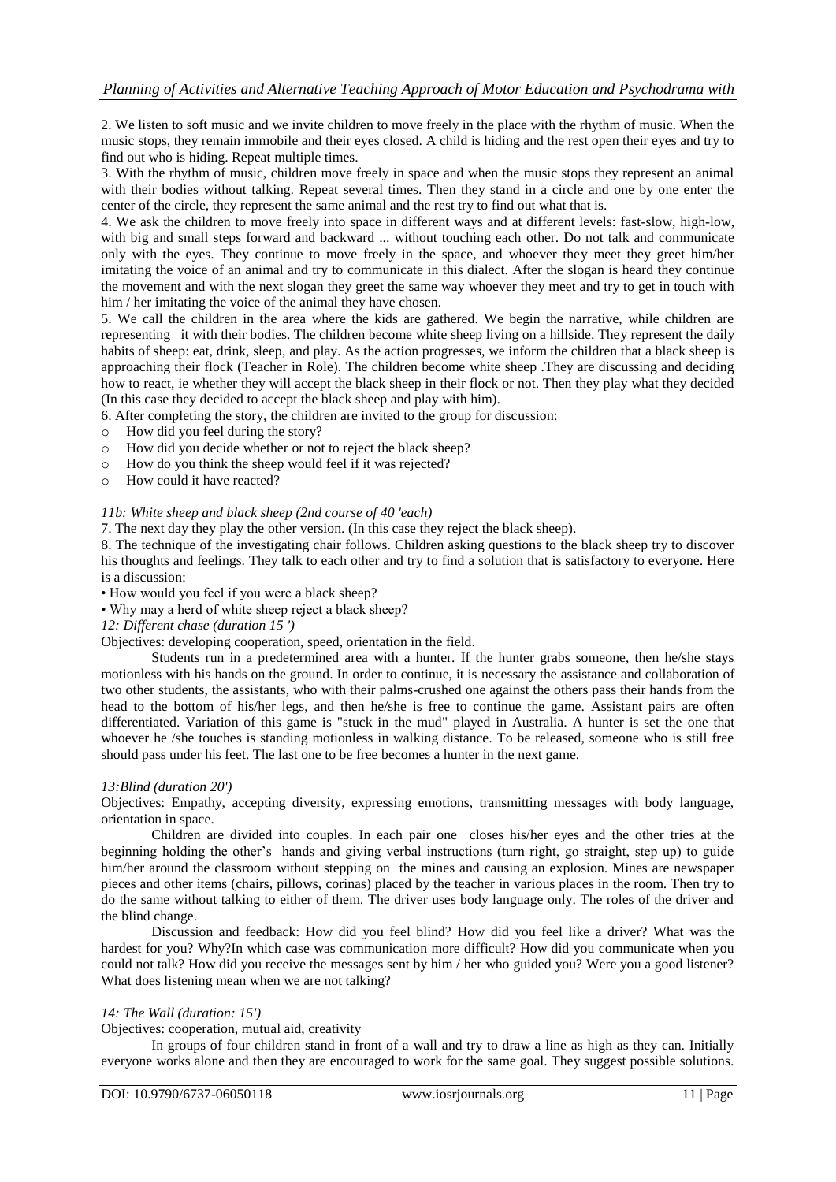2. We listen to soft music and we invite children to move freely in the place with the rhythm of music. When the music stops, they remain immobile and their eyes closed. A child is hiding and the rest open their eyes and try to find out who is hiding. Repeat multiple times.

3. With the rhythm of music, children move freely in space and when the music stops they represent an animal with their bodies without talking. Repeat several times. Then they stand in a circle and one by one enter the center of the circle, they represent the same animal and the rest try to find out what that is.

4. We ask the children to move freely into space in different ways and at different levels: fast-slow, high-low, with big and small steps forward and backward ... without touching each other. Do not talk and communicate only with the eyes. They continue to move freely in the space, and whoever they meet they greet him/her imitating the voice of an animal and try to communicate in this dialect. After the slogan is heard they continue the movement and with the next slogan they greet the same way whoever they meet and try to get in touch with him / her imitating the voice of the animal they have chosen.

5. We call the children in the area where the kids are gathered. We begin the narrative, while children are representing it with their bodies. The children become white sheep living on a hillside. They represent the daily habits of sheep: eat, drink, sleep, and play. As the action progresses, we inform the children that a black sheep is approaching their flock (Teacher in Role). The children become white sheep .They are discussing and deciding how to react, ie whether they will accept the black sheep in their flock or not. Then they play what they decided (In this case they decided to accept the black sheep and play with him).

6. After completing the story, the children are invited to the group for discussion:

- How did you feel during the story?
- How did you decide whether or not to reject the black sheep?
- How do you think the sheep would feel if it was rejected?
- How could it have reacted?

*11b: White sheep and black sheep (2nd course of 40 'each)*

7. The next day they play the other version. (In this case they reject the black sheep).

8. The technique of the investigating chair follows. Children asking questions to the black sheep try to discover his thoughts and feelings. They talk to each other and try to find a solution that is satisfactory to everyone. Here is a discussion:

- How would you feel if you were a black sheep?
- Why may a herd of white sheep reject a black sheep?

*12: Different chase (duration 15 ')*

Objectives: developing cooperation, speed, orientation in the field.

Students run in a predetermined area with a hunter. If the hunter grabs someone, then he/she stays motionless with his hands on the ground. In order to continue, it is necessary the assistance and collaboration of two other students, the assistants, who with their palms-crushed one against the others pass their hands from the head to the bottom of his/her legs, and then he/she is free to continue the game. Assistant pairs are often differentiated. Variation of this game is "stuck in the mud" played in Australia. A hunter is set the one that whoever he /she touches is standing motionless in walking distance. To be released, someone who is still free should pass under his feet. The last one to be free becomes a hunter in the next game.

*13:Blind (duration 20')*

Objectives: Empathy, accepting diversity, expressing emotions, transmitting messages with body language, orientation in space.

Children are divided into couples. In each pair one closes his/her eyes and the other tries at the beginning holding the other's hands and giving verbal instructions (turn right, go straight, step up) to guide him/her around the classroom without stepping on the mines and causing an explosion. Mines are newspaper pieces and other items (chairs, pillows, corinas) placed by the teacher in various places in the room. Then try to do the same without talking to either of them. The driver uses body language only. The roles of the driver and the blind change.

Discussion and feedback: How did you feel blind? How did you feel like a driver? What was the hardest for you? Why?In which case was communication more difficult? How did you communicate when you could not talk? How did you receive the messages sent by him / her who guided you? Were you a good listener? What does listening mean when we are not talking?

*14: The Wall (duration: 15')*

Objectives: cooperation, mutual aid, creativity

In groups of four children stand in front of a wall and try to draw a line as high as they can. Initially everyone works alone and then they are encouraged to work for the same goal. They suggest possible solutions.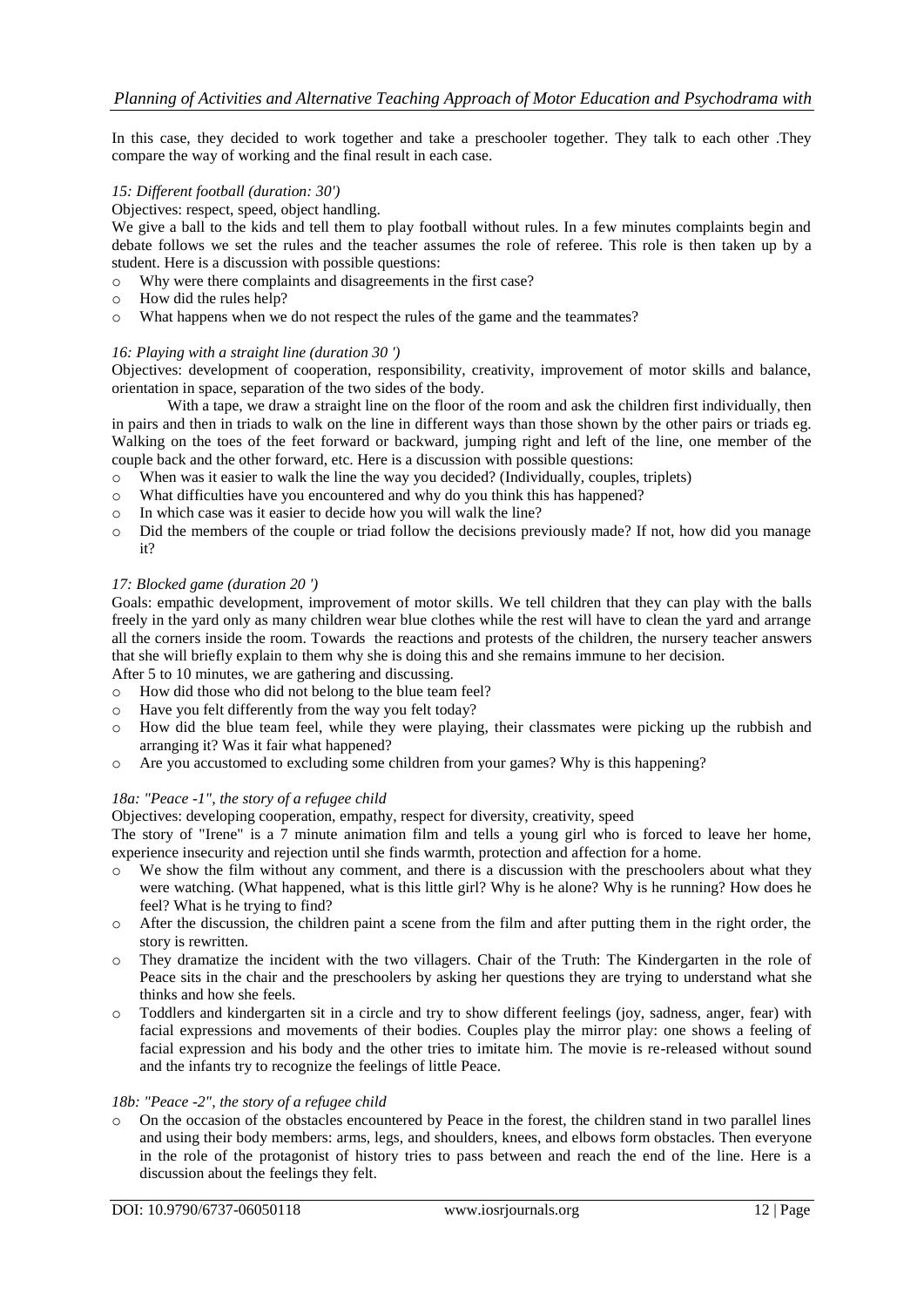In this case, they decided to work together and take a preschooler together. They talk to each other .They compare the way of working and the final result in each case.

*15: Different football (duration: 30')*

Objectives: respect, speed, object handling.

We give a ball to the kids and tell them to play football without rules. In a few minutes complaints begin and debate follows we set the rules and the teacher assumes the role of referee. This role is then taken up by a student. Here is a discussion with possible questions:

- Why were there complaints and disagreements in the first case?
- How did the rules help?
- What happens when we do not respect the rules of the game and the teammates?

*16: Playing with a straight line (duration 30 ')*

Objectives: development of cooperation, responsibility, creativity, improvement of motor skills and balance, orientation in space, separation of the two sides of the body.

With a tape, we draw a straight line on the floor of the room and ask the children first individually, then in pairs and then in triads to walk on the line in different ways than those shown by the other pairs or triads eg. Walking on the toes of the feet forward or backward, jumping right and left of the line, one member of the couple back and the other forward, etc. Here is a discussion with possible questions:

- When was it easier to walk the line the way you decided? (Individually, couples, triplets)
- What difficulties have you encountered and why do you think this has happened?
- In which case was it easier to decide how you will walk the line?
- Did the members of the couple or triad follow the decisions previously made? If not, how did you manage it?

*17: Blocked game (duration 20 ')*

Goals: empathic development, improvement of motor skills. We tell children that they can play with the balls freely in the yard only as many children wear blue clothes while the rest will have to clean the yard and arrange all the corners inside the room. Towards the reactions and protests of the children, the nursery teacher answers that she will briefly explain to them why she is doing this and she remains immune to her decision.

After 5 to 10 minutes, we are gathering and discussing.

- How did those who did not belong to the blue team feel?
- Have you felt differently from the way you felt today?
- How did the blue team feel, while they were playing, their classmates were picking up the rubbish and arranging it? Was it fair what happened?
- Are you accustomed to excluding some children from your games? Why is this happening?

*18a: "Peace -1", the story of a refugee child*

Objectives: developing cooperation, empathy, respect for diversity, creativity, speed

The story of "Irene" is a 7 minute animation film and tells a young girl who is forced to leave her home, experience insecurity and rejection until she finds warmth, protection and affection for a home.

- We show the film without any comment, and there is a discussion with the preschoolers about what they were watching. (What happened, what is this little girl? Why is he alone? Why is he running? How does he feel? What is he trying to find?
- After the discussion, the children paint a scene from the film and after putting them in the right order, the story is rewritten.
- They dramatize the incident with the two villagers. Chair of the Truth: The Kindergarten in the role of Peace sits in the chair and the preschoolers by asking her questions they are trying to understand what she thinks and how she feels.
- Toddlers and kindergarten sit in a circle and try to show different feelings (joy, sadness, anger, fear) with facial expressions and movements of their bodies. Couples play the mirror play: one shows a feeling of facial expression and his body and the other tries to imitate him. The movie is re-released without sound and the infants try to recognize the feelings of little Peace.

*18b: "Peace -2", the story of a refugee child*

- On the occasion of the obstacles encountered by Peace in the forest, the children stand in two parallel lines and using their body members: arms, legs, and shoulders, knees, and elbows form obstacles. Then everyone in the role of the protagonist of history tries to pass between and reach the end of the line. Here is a discussion about the feelings they felt.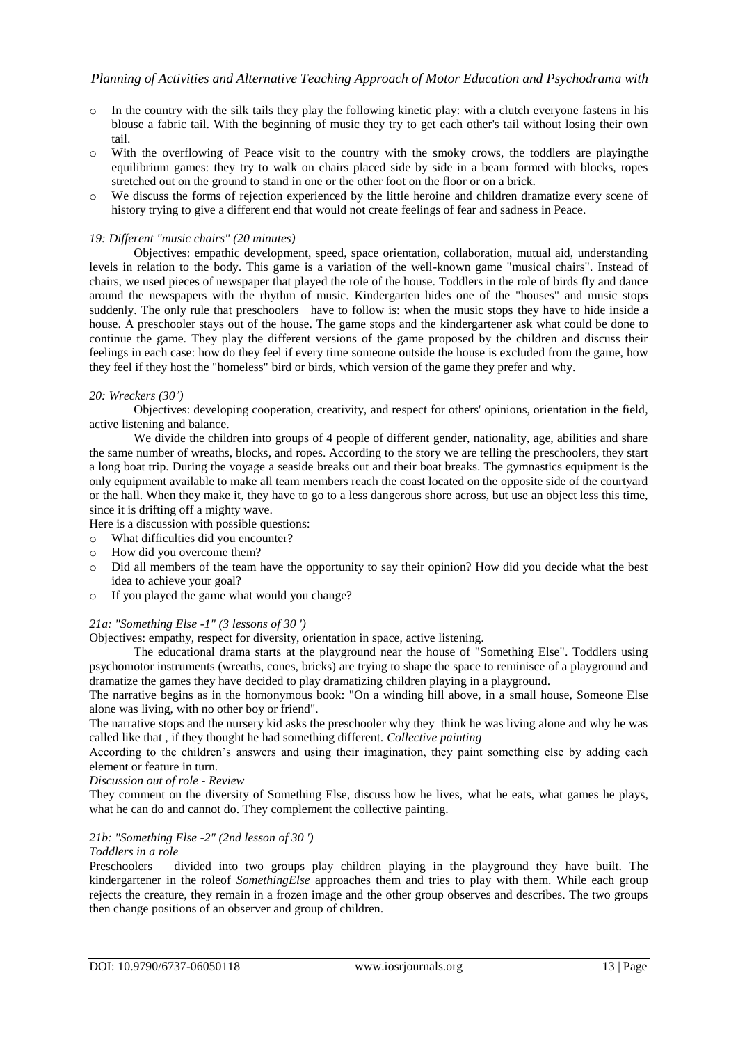- In the country with the silk tails they play the following kinetic play: with a clutch everyone fastens in his blouse a fabric tail. With the beginning of music they try to get each other's tail without losing their own tail.
- With the overflowing of Peace visit to the country with the smoky crows, the toddlers are playingthe equilibrium games: they try to walk on chairs placed side by side in a beam formed with blocks, ropes stretched out on the ground to stand in one or the other foot on the floor or on a brick.
- We discuss the forms of rejection experienced by the little heroine and children dramatize every scene of history trying to give a different end that would not create feelings of fear and sadness in Peace.

*19: Different "music chairs" (20 minutes)*

Objectives: empathic development, speed, space orientation, collaboration, mutual aid, understanding levels in relation to the body. This game is a variation of the well-known game "musical chairs". Instead of chairs, we used pieces of newspaper that played the role of the house. Toddlers in the role of birds fly and dance around the newspapers with the rhythm of music. Kindergarten hides one of the "houses" and music stops suddenly. The only rule that preschoolers have to follow is: when the music stops they have to hide inside a house. A preschooler stays out of the house. The game stops and the kindergartener ask what could be done to continue the game. They play the different versions of the game proposed by the children and discuss their feelings in each case: how do they feel if every time someone outside the house is excluded from the game, how they feel if they host the "homeless" bird or birds, which version of the game they prefer and why.

*20: Wreckers (30')*

Objectives: developing cooperation, creativity, and respect for others' opinions, orientation in the field, active listening and balance.

We divide the children into groups of 4 people of different gender, nationality, age, abilities and share the same number of wreaths, blocks, and ropes. According to the story we are telling the preschoolers, they start a long boat trip. During the voyage a seaside breaks out and their boat breaks. The gymnastics equipment is the only equipment available to make all team members reach the coast located on the opposite side of the courtyard or the hall. When they make it, they have to go to a less dangerous shore across, but use an object less this time, since it is drifting off a mighty wave.

Here is a discussion with possible questions:

- What difficulties did you encounter?
- How did you overcome them?
- Did all members of the team have the opportunity to say their opinion? How did you decide what the best idea to achieve your goal?
- If you played the game what would you change?

*21a: "Something Else -1" (3 lessons of 30 ')*

Objectives: empathy, respect for diversity, orientation in space, active listening.

The educational drama starts at the playground near the house of "Something Else". Toddlers using psychomotor instruments (wreaths, cones, bricks) are trying to shape the space to reminisce of a playground and dramatize the games they have decided to play dramatizing children playing in a playground.

The narrative begins as in the homonymous book: "On a winding hill above, in a small house, Someone Else alone was living, with no other boy or friend".

The narrative stops and the nursery kid asks the preschooler why they think he was living alone and why he was called like that , if they thought he had something different. *Collective painting*

According to the children's answers and using their imagination, they paint something else by adding each element or feature in turn.

*Discussion out of role - Review*

They comment on the diversity of Something Else, discuss how he lives, what he eats, what games he plays, what he can do and cannot do. They complement the collective painting.

*21b: "Something Else -2" (2nd lesson of 30 ')*

*Toddlers in a role*

Preschoolers divided into two groups play children playing in the playground they have built. The kindergartener in the roleof *SomethingElse* approaches them and tries to play with them. While each group rejects the creature, they remain in a frozen image and the other group observes and describes. The two groups then change positions of an observer and group of children.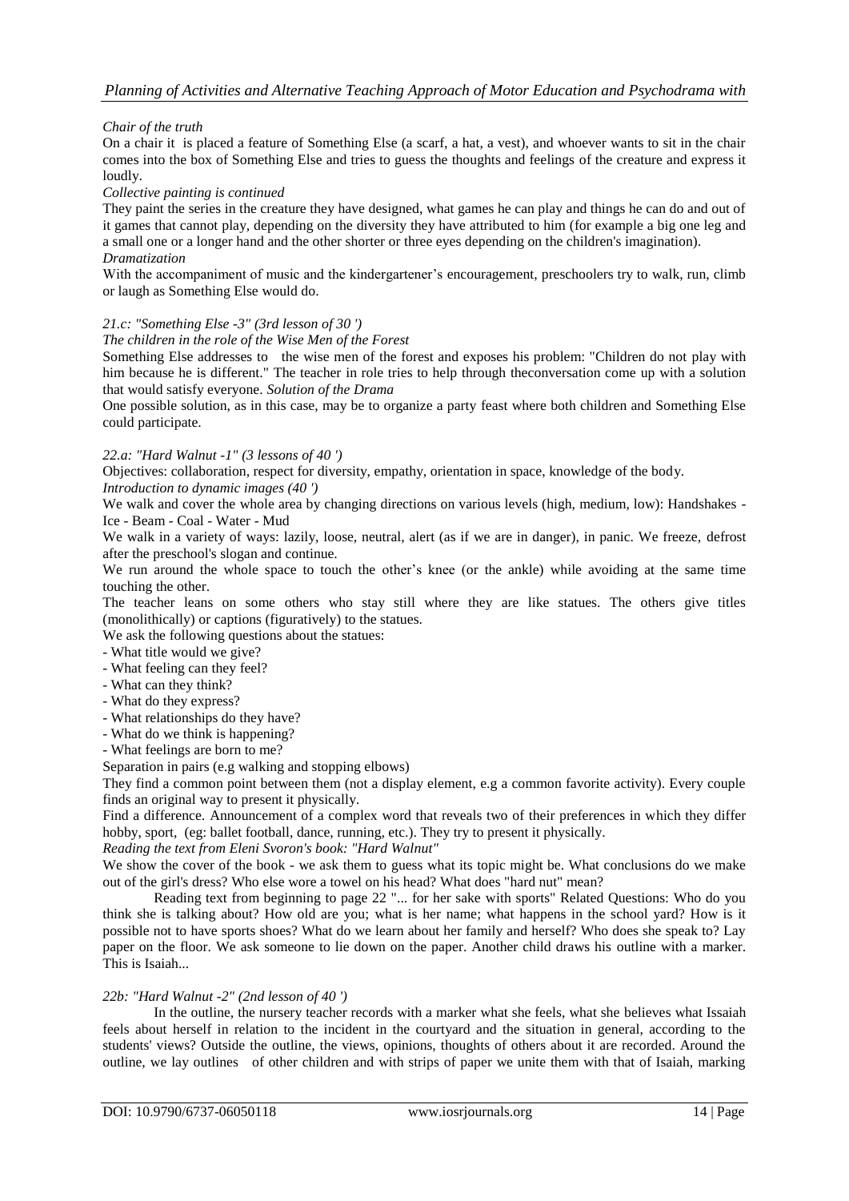*Chair of the truth*

On a chair it is placed a feature of Something Else (a scarf, a hat, a vest), and whoever wants to sit in the chair comes into the box of Something Else and tries to guess the thoughts and feelings of the creature and express it loudly.

*Collective painting is continued*

They paint the series in the creature they have designed, what games he can play and things he can do and out of it games that cannot play, depending on the diversity they have attributed to him (for example a big one leg and a small one or a longer hand and the other shorter or three eyes depending on the children's imagination).

*Dramatization*

With the accompaniment of music and the kindergartener's encouragement, preschoolers try to walk, run, climb or laugh as Something Else would do.

*21.c: "Something Else -3" (3rd lesson of 30 ')*

*The children in the role of the Wise Men of the Forest*

Something Else addresses to the wise men of the forest and exposes his problem: "Children do not play with him because he is different." The teacher in role tries to help through theconversation come up with a solution that would satisfy everyone. *Solution of the Drama*

One possible solution, as in this case, may be to organize a party feast where both children and Something Else could participate.

*22.a: "Hard Walnut -1" (3 lessons of 40 ')*

Objectives: collaboration, respect for diversity, empathy, orientation in space, knowledge of the body.

*Introduction to dynamic images (40 ')*

We walk and cover the whole area by changing directions on various levels (high, medium, low): Handshakes - Ice - Beam - Coal - Water - Mud

We walk in a variety of ways: lazily, loose, neutral, alert (as if we are in danger), in panic. We freeze, defrost after the preschool's slogan and continue.

We run around the whole space to touch the other's knee (or the ankle) while avoiding at the same time touching the other.

The teacher leans on some others who stay still where they are like statues. The others give titles (monolithically) or captions (figuratively) to the statues.

We ask the following questions about the statues:

- What title would we give?
- What feeling can they feel?
- What can they think?
- What do they express?
- What relationships do they have?
- What do we think is happening?
- What feelings are born to me?

Separation in pairs (e.g walking and stopping elbows)

They find a common point between them (not a display element, e.g a common favorite activity). Every couple finds an original way to present it physically.

Find a difference. Announcement of a complex word that reveals two of their preferences in which they differ hobby, sport, (eg: ballet football, dance, running, etc.). They try to present it physically.

*Reading the text from Eleni Svoron's book: "Hard Walnut"*

We show the cover of the book - we ask them to guess what its topic might be. What conclusions do we make out of the girl's dress? Who else wore a towel on his head? What does "hard nut" mean?

Reading text from beginning to page 22 "... for her sake with sports" Related Questions: Who do you think she is talking about? How old are you; what is her name; what happens in the school yard? How is it possible not to have sports shoes? What do we learn about her family and herself? Who does she speak to? Lay paper on the floor. We ask someone to lie down on the paper. Another child draws his outline with a marker. This is Isaiah...

*22b: "Hard Walnut -2" (2nd lesson of 40 ')*

In the outline, the nursery teacher records with a marker what she feels, what she believes what Issaiah feels about herself in relation to the incident in the courtyard and the situation in general, according to the students' views? Outside the outline, the views, opinions, thoughts of others about it are recorded. Around the outline, we lay outlines of other children and with strips of paper we unite them with that of Isaiah, marking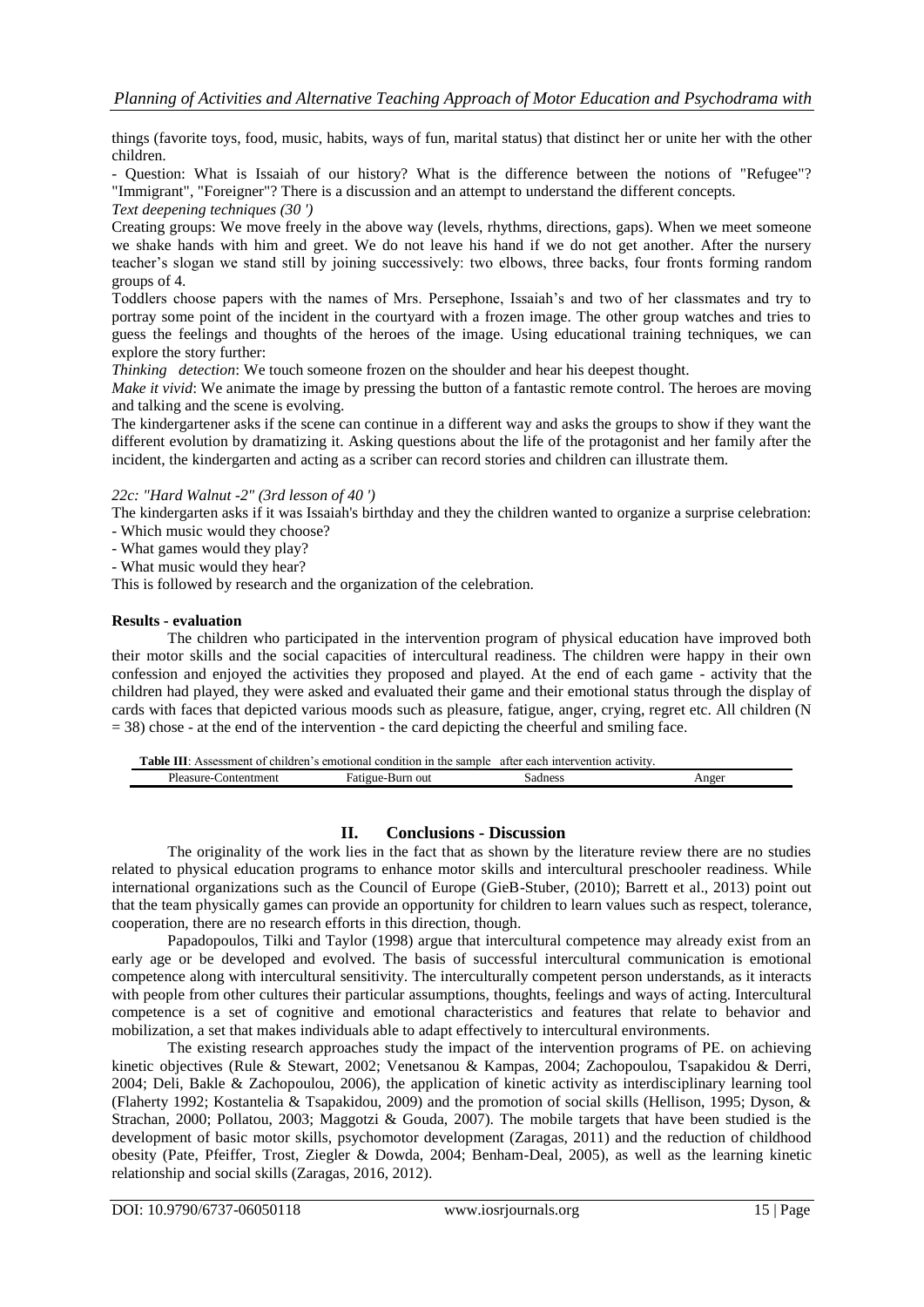things (favorite toys, food, music, habits, ways of fun, marital status) that distinct her or unite her with the other children.

- Question: What is Issaiah of our history? What is the difference between the notions of "Refugee"? "Immigrant", "Foreigner"? There is a discussion and an attempt to understand the different concepts.

*Text deepening techniques (30 ')*

Creating groups: We move freely in the above way (levels, rhythms, directions, gaps). When we meet someone we shake hands with him and greet. We do not leave his hand if we do not get another. After the nursery teacher's slogan we stand still by joining successively: two elbows, three backs, four fronts forming random groups of 4.

Toddlers choose papers with the names of Mrs. Persephone, Issaiah's and two of her classmates and try to portray some point of the incident in the courtyard with a frozen image. The other group watches and tries to guess the feelings and thoughts of the heroes of the image. Using educational training techniques, we can explore the story further:

*Thinking detection*: We touch someone frozen on the shoulder and hear his deepest thought.

*Make it vivid*: We animate the image by pressing the button of a fantastic remote control. The heroes are moving and talking and the scene is evolving.

The kindergartener asks if the scene can continue in a different way and asks the groups to show if they want the different evolution by dramatizing it. Asking questions about the life of the protagonist and her family after the incident, the kindergarten and acting as a scriber can record stories and children can illustrate them.

*22c: "Hard Walnut -2" (3rd lesson of 40 ')*

The kindergarten asks if it was Issaiah's birthday and they the children wanted to organize a surprise celebration:

- Which music would they choose?
- What games would they play?
- What music would they hear?

This is followed by research and the organization of the celebration.

**Results - evaluation**

The children who participated in the intervention program of physical education have improved both their motor skills and the social capacities of intercultural readiness. The children were happy in their own confession and enjoyed the activities they proposed and played. At the end of each game - activity that the children had played, they were asked and evaluated their game and their emotional status through the display of cards with faces that depicted various moods such as pleasure, fatigue, anger, crying, regret etc. All children (N = 38) chose - at the end of the intervention - the card depicting the cheerful and smiling face.

**Table III**: Assessment of children's emotional condition in the sample after each intervention activity.

| Pleasure-Contentment | Fatigue-Burn out | Sadness | Anger |
|---|---|---|---|

## II. Conclusions - Discussion

The originality of the work lies in the fact that as shown by the literature review there are no studies related to physical education programs to enhance motor skills and intercultural preschooler readiness. While international organizations such as the Council of Europe (GieB-Stuber, (2010); Barrett et al., 2013) point out that the team physically games can provide an opportunity for children to learn values such as respect, tolerance, cooperation, there are no research efforts in this direction, though.

Papadopoulos, Tilki and Taylor (1998) argue that intercultural competence may already exist from an early age or be developed and evolved. The basis of successful intercultural communication is emotional competence along with intercultural sensitivity. The interculturally competent person understands, as it interacts with people from other cultures their particular assumptions, thoughts, feelings and ways of acting. Intercultural competence is a set of cognitive and emotional characteristics and features that relate to behavior and mobilization, a set that makes individuals able to adapt effectively to intercultural environments.

The existing research approaches study the impact of the intervention programs of PE. on achieving kinetic objectives (Rule & Stewart, 2002; Venetsanou & Kampas, 2004; Zachopoulou, Tsapakidou & Derri, 2004; Deli, Bakle & Zachopoulou, 2006), the application of kinetic activity as interdisciplinary learning tool (Flaherty 1992; Kostantelia & Tsapakidou, 2009) and the promotion of social skills (Hellison, 1995; Dyson, & Strachan, 2000; Pollatou, 2003; Maggotzi & Gouda, 2007). The mobile targets that have been studied is the development of basic motor skills, psychomotor development (Zaragas, 2011) and the reduction of childhood obesity (Pate, Pfeiffer, Trost, Ziegler & Dowda, 2004; Benham-Deal, 2005), as well as the learning kinetic relationship and social skills (Zaragas, 2016, 2012).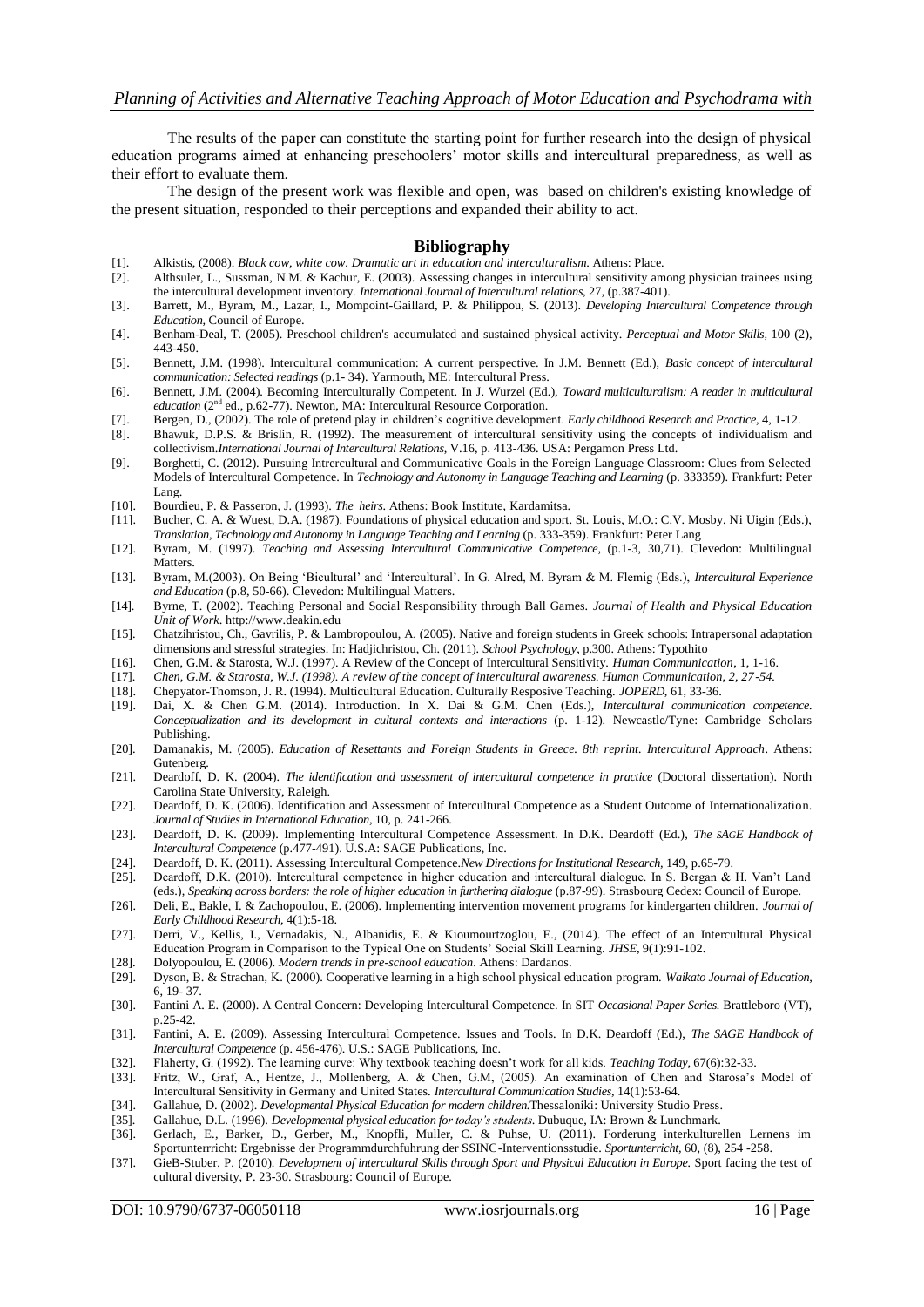The results of the paper can constitute the starting point for further research into the design of physical education programs aimed at enhancing preschoolers' motor skills and intercultural preparedness, as well as their effort to evaluate them.

The design of the present work was flexible and open, was based on children's existing knowledge of the present situation, responded to their perceptions and expanded their ability to act.

## Bibliography

[1]. Alkistis, (2008). *Black cow, white cow. Dramatic art in education and interculturalism.* Athens: Place.

[2]. Althsuler, L., Sussman, N.M. & Kachur, E. (2003). Assessing changes in intercultural sensitivity among physician trainees using the intercultural development inventory. *International Journal of Intercultural relations,* 27, (p.387-401).

[3]. Barrett, M., Byram, M., Lazar, I., Mompoint-Gaillard, P. & Philippou, S. (2013). *Developing Intercultural Competence through Education,* Council of Europe.

[4]. Benham-Deal, T. (2005). Preschool children's accumulated and sustained physical activity. *Perceptual and Motor Skills,* 100 (2), 443-450.

[5]. Bennett, J.M. (1998). Intercultural communication: A current perspective. In J.M. Bennett (Ed.), *Basic concept of intercultural communication: Selected readings* (p.1- 34). Yarmouth, ME: Intercultural Press.

[6]. Bennett, J.M. (2004). Becoming Interculturally Competent. In J. Wurzel (Ed.), *Toward multiculturalism: A reader in multicultural education* (2nd ed., p.62-77). Newton, MA: Intercultural Resource Corporation.

[7]. Bergen, D., (2002). The role of pretend play in children's cognitive development. *Early childhood Research and Practice,* 4, 1-12.

[8]. Bhawuk, D.P.S. & Brislin, R. (1992). The measurement of intercultural sensitivity using the concepts of individualism and collectivism.*International Journal of Intercultural Relations,* V.16, p. 413-436. USA: Pergamon Press Ltd.

[9]. Borghetti, C. (2012). Pursuing Intrercultural and Communicative Goals in the Foreign Language Classroom: Clues from Selected Models of Intercultural Competence. In *Technology and Autonomy in Language Teaching and Learning* (p. 333359). Frankfurt: Peter Lang.

[10]. Bourdieu, P. & Passeron, J. (1993). *The heirs.* Athens: Book Institute, Kardamitsa.

[11]. Bucher, C. A. & Wuest, D.A. (1987). Foundations of physical education and sport. St. Louis, M.O.: C.V. Mosby. Ni Uigin (Eds.), *Translation, Technology and Autonomy in Language Teaching and Learning* (p. 333-359). Frankfurt: Peter Lang

[12]. Byram, M. (1997). *Teaching and Assessing Intercultural Communicative Competence,* (p.1-3, 30,71). Clevedon: Multilingual Matters.

[13]. Byram, M.(2003). On Being 'Bicultural' and 'Intercultural'. In G. Alred, M. Byram & M. Flemig (Eds.), *Intercultural Experience and Education* (p.8, 50-66). Clevedon: Multilingual Matters.

[14]. Byrne, T. (2002). Teaching Personal and Social Responsibility through Ball Games. *Journal of Health and Physical Education Unit of Work*. http://www.deakin.edu

[15]. Chatzihristou, Ch., Gavrilis, P. & Lambropoulou, A. (2005). Native and foreign students in Greek schools: Intrapersonal adaptation dimensions and stressful strategies. In: Hadjichristou, Ch. (2011). *School Psychology,* p.300. Athens: Typothito

[16]. Chen, G.M. & Starosta, W.J. (1997). A Review of the Concept of Intercultural Sensitivity. *Human Communication,* 1, 1-16.

[17]. *Chen, G.M. & Starosta, W.J. (1998). A review of the concept of intercultural awareness. Human Communication, 2, 27-54.*

[18]. Chepyator-Thomson, J. R. (1994). Multicultural Education. Culturally Resposive Teaching. *JOPERD,* 61, 33-36.

[19]. Dai, X. & Chen G.M. (2014). Introduction. In X. Dai & G.M. Chen (Eds.), *Intercultural communication competence. Conceptualization and its development in cultural contexts and interactions* (p. 1-12). Newcastle/Tyne: Cambridge Scholars Publishing.

[20]. Damanakis, M. (2005). *Education of Resettants and Foreign Students in Greece. 8th reprint. Intercultural Approach*. Athens: Gutenberg.

[21]. Deardoff, D. K. (2004). *The identification and assessment of intercultural competence in practice* (Doctoral dissertation). North Carolina State University, Raleigh.

[22]. Deardoff, D. K. (2006). Identification and Assessment of Intercultural Competence as a Student Outcome of Internationalization. *Journal of Studies in International Education,* 10, p. 241-266.

[23]. Deardoff, D. K. (2009). Implementing Intercultural Competence Assessment. In D.K. Deardoff (Ed.), *The sAGE Handbook of Intercultural Competence* (p.477-491). U.S.A: SAGE Publications, Inc.

[24]. Deardoff, D. K. (2011). Assessing Intercultural Competence.*New Directions for Institutional Research,* 149, p.65-79.

[25]. Deardoff, D.K. (2010). Intercultural competence in higher education and intercultural dialogue. In S. Bergan & H. Van't Land (eds.), *Speaking across borders: the role of higher education in furthering dialogue* (p.87-99). Strasbourg Cedex: Council of Europe.

[26]. Deli, E., Bakle, I. & Zachopoulou, E. (2006). Implementing intervention movement programs for kindergarten children. *Journal of Early Childhood Research,* 4(1):5-18.

[27]. Derri, V., Kellis, I., Vernadakis, N., Albanidis, E. & Kioumourtzoglou, E., (2014). The effect of an Intercultural Physical Education Program in Comparison to the Typical One on Students' Social Skill Learning. *JHSE,* 9(1):91-102.

[28]. Dolyopoulou, E. (2006). *Modern trends in pre-school education*. Athens: Dardanos.

[29]. Dyson, B. & Strachan, K. (2000). Cooperative learning in a high school physical education program. *Waikato Journal of Education,* 6, 19- 37.

[30]. Fantini A. E. (2000). A Central Concern: Developing Intercultural Competence. In SIT *Occasional Paper Series.* Brattleboro (VT), p.25-42.

[31]. Fantini, A. E. (2009). Assessing Intercultural Competence. Issues and Tools. In D.K. Deardoff (Ed.), *The SAGE Handbook of Intercultural Competence* (p. 456-476). U.S.: SAGE Publications, Inc.

[32]. Flaherty, G. (1992). The learning curve: Why textbook teaching doesn't work for all kids. *Teaching Today,* 67(6):32-33.

[33]. Fritz, W., Graf, A., Hentze, J., Mollenberg, A. & Chen, G.M, (2005). An examination of Chen and Starosa's Model of Intercultural Sensitivity in Germany and United States. *Intercultural Communication Studies,* 14(1):53-64.

[34]. Gallahue, D. (2002). *Developmental Physical Education for modern children.*Thessaloniki: University Studio Press.

[35]. Gallahue, D.L. (1996). *Developmental physical education for today's students*. Dubuque, IA: Brown & Lunchmark.

[36]. Gerlach, E., Barker, D., Gerber, M., Knopfli, Muller, C. & Puhse, U. (2011). Forderung interkulturellen Lernens im Sportunterrricht: Ergebnisse der Programmdurchfuhrung der SSINC-Interventionsstudie. *Sportunterricht,* 60, (8), 254 -258.

[37]. GieB-Stuber, P. (2010). *Development of intercultural Skills through Sport and Physical Education in Europe.* Sport facing the test of cultural diversity, P. 23-30. Strasbourg: Council of Europe.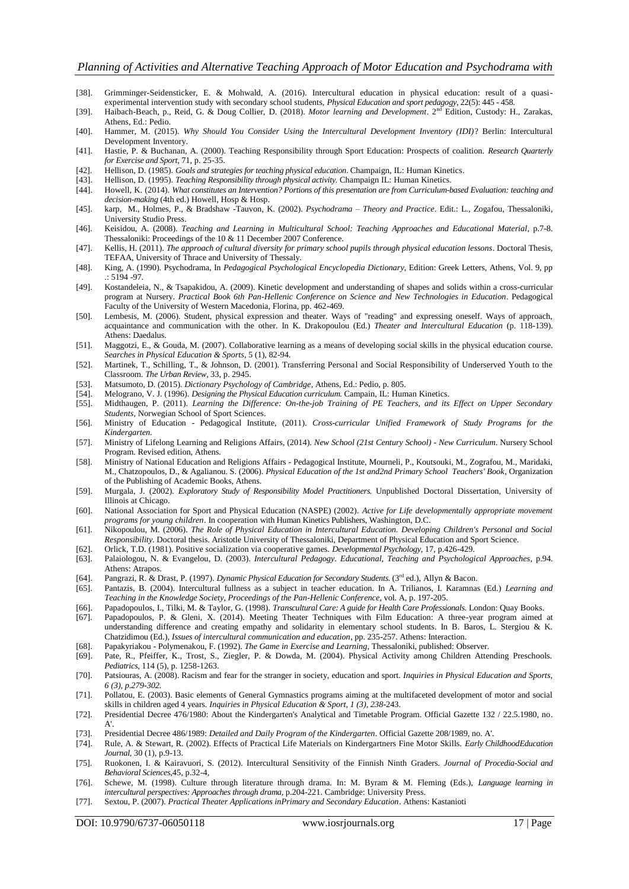[38]. Grimminger-Seidensticker, E. & Mohwald, A. (2016). Intercultural education in physical education: result of a quasi-experimental intervention study with secondary school students, *Physical Education and sport pedagogy*, 22(5): 445 - 458.

[39]. Haibach-Beach, p., Reid, G. & Doug Collier, D. (2018). *Motor learning and Development*. 2nd Edition, Custody: H., Zarakas, Athens, Ed.: Pedio.

[40]. Hammer, M. (2015). *Why Should You Consider Using the Intercultural Development Inventory (IDI)*? Berlin: Intercultural Development Inventory.

[41]. Hastie, P. & Buchanan, A. (2000). Teaching Responsibility through Sport Education: Prospects of coalition. *Research Quarterly for Exercise and Sport*, 71, p. 25-35.

[42]. Hellison, D. (1985). *Goals and strategies for teaching physical education*. Champaign, IL: Human Kinetics.

[43]. Hellison, D. (1995). *Teaching Responsibility through physical activity.* Champaign IL: Human Kinetics.

[44]. Howell, K. (2014). *What constitutes an Intervention? Portions of this presentation are from Curriculum-based Evaluation: teaching and decision-making* (4th ed.) Howell, Hosp & Hosp.

[45]. karp, M., Holmes, P., & Bradshaw -Tauvon, K. (2002). *Psychodrama – Theory and Practice*. Edit.: L., Zogafou, Thessaloniki, University Studio Press.

[46]. Keisidou, A. (2008). *Teaching and Learning in Multicultural School: Teaching Approaches and Educational Material*, p.7-8. Thessaloniki: Proceedings of the 10 & 11 December 2007 Conference.

[47]. Kellis, H. (2011). *The approach of cultural diversity for primary school pupils through physical education lessons*. Doctoral Thesis, TEFAA, University of Thrace and University of Thessaly.

[48]. King, A. (1990). Psychodrama, In *Pedagogical Psychological Encyclopedia Dictionary*, Edition: Greek Letters, Athens, Vol. 9, pp .: 5194 -97.

[49]. Kostandeleia, N., & Tsapakidou, A. (2009). Kinetic development and understanding of shapes and solids within a cross-curricular program at Nursery. *Practical Book 6th Pan-Hellenic Conference on Science and New Technologies in Education*. Pedagogical Faculty of the University of Western Macedonia, Florina, pp. 462-469.

[50]. Lembesis, M. (2006). Student, physical expression and theater. Ways of "reading" and expressing oneself. Ways of approach, acquaintance and communication with the other. In K. Drakopoulou (Ed.) *Theater and Intercultural Education* (p. 118-139). Athens: Daedalus.

[51]. Maggotzi, E., & Gouda, M. (2007). Collaborative learning as a means of developing social skills in the physical education course. *Searches in Physical Education & Sports*, 5 (1), 82-94.

[52]. Martinek, T., Schilling, T., & Johnson, D. (2001). Transferring Personal and Social Responsibility of Underserved Youth to the Classroom. *The Urban Review*, 33, p. 2945.

[53]. Matsumoto, D. (2015). *Dictionary Psychology of Cambridge*, Athens, Ed.: Pedio, p. 805.

[54]. Melograno, V. J. (1996). *Designing the Physical Education curriculum.* Campain, IL: Human Kinetics.

[55]. Midthaugen, P. (2011). *Learning the Difference: On-the-job Training of PE Teachers, and its Effect on Upper Secondary Students*, Norwegian School of Sport Sciences.

[56]. Ministry of Education - Pedagogical Institute, (2011). *Cross-curricular Unified Framework of Study Programs for the Kindergarten*.

[57]. Ministry of Lifelong Learning and Religions Affairs, (2014). *New School (21st Century School) - New Curriculum*. Nursery School Program. Revised edition, Athens.

[58]. Ministry of National Education and Religions Affairs - Pedagogical Institute, Mourneli, P., Koutsouki, M., Zografou, M., Maridaki, M., Chatzopoulos, D., & Agalianou. S. (2006). *Physical Education of the 1st and2nd Primary School Teachers' Book*, Organization of the Publishing of Academic Books, Athens.

[59]. Murgala, J. (2002). *Exploratory Study of Responsibility Model Practitioners.* Unpublished Doctoral Dissertation, University of Illinois at Chicago.

[60]. National Association for Sport and Physical Education (NASPE) (2002). *Active for Life developmentally appropriate movement programs for young children*. In cooperation with Human Kinetics Publishers, Washington, D.C.

[61]. Nikopoulou, M. (2006). *The Role of Physical Education in Intercultural Education. Developing Children's Personal and Social Responsibility*. Doctoral thesis. Aristotle University of Thessaloniki, Department of Physical Education and Sport Science.

[62]. Orlick, T.D. (1981). Positive socialization via cooperative games. *Developmental Psychology*, 17, p.426-429.

[63]. Palaiologou, N. & Evangelou, D. (2003). *Intercultural Pedagogy. Educational, Teaching and Psychological Approaches*, p.94. Athens: Atrapos.

[64]. Pangrazi, R. & Drast, P. (1997). *Dynamic Physical Education for Secondary Students.* (3rd ed.), Allyn & Bacon.

[65]. Pantazis, B. (2004). Intercultural fullness as a subject in teacher education. In A. Trilianos, I. Karamnas (Ed.) *Learning and Teaching in the Knowledge Society, Proceedings of the Pan-Hellenic Conference*, vol. A, p. 197-205.

[66]. Papadopoulos, I., Tilki, M. & Taylor, G. (1998). *Transcultural Care: A guide for Health Care Professionals.* London: Quay Books.

[67]. Papadopoulos, P. & Gleni, X. (2014). Meeting Theater Techniques with Film Education: A three-year program aimed at understanding difference and creating empathy and solidarity in elementary school students. In B. Baros, L. Stergiou & K. Chatzidimou (Ed.), *Issues of intercultural communication and education*, pp. 235-257. Athens: Interaction.

[68]. Papakyriakou - Polymenakou, F. (1992). *The Game in Exercise and Learning*, Thessaloniki, published: Observer.

[69]. Pate, R., Pfeiffer, K., Trost, S., Ziegler, P. & Dowda, M. (2004). Physical Activity among Children Attending Preschools. *Pediatrics*, 114 (5), p. 1258-1263.

[70]. Patsiouras, A. (2008). Racism and fear for the stranger in society, education and sport. *Inquiries in Physical Education and Sports, 6 (3), p.279-302.*

[71]. Pollatou, E. (2003). Basic elements of General Gymnastics programs aiming at the multifaceted development of motor and social skills in children aged 4 years. *Inquiries in Physical Education & Sport, 1 (3), 238*-243.

[72]. Presidential Decree 476/1980: About the Kindergarten's Analytical and Timetable Program. Official Gazette 132 / 22.5.1980, no. A'.

[73]. Presidential Decree 486/1989: *Detailed and Daily Program of the Kindergarten*. Official Gazette 208/1989, no. A'.

[74]. Rule, A. & Stewart, R. (2002). Effects of Practical Life Materials on Kindergartners Fine Motor Skills. *Early ChildhoodEducation Journal*, 30 (1), p.9-13.

[75]. Ruokonen, I. & Kairavuori, S. (2012). Intercultural Sensitivity of the Finnish Ninth Graders. *Journal of Procedia-Social and Behavioral Sciences*,45, p.32-4,

[76]. Schewe, M. (1998). Culture through literature through drama. In: M. Byram & M. Fleming (Eds.), *Language learning in intercultural perspectives: Approaches through drama*, p.204-221. Cambridge: University Press.

[77]. Sextou, P. (2007). *Practical Theater Applications inPrimary and Secondary Education*. Athens: Kastanioti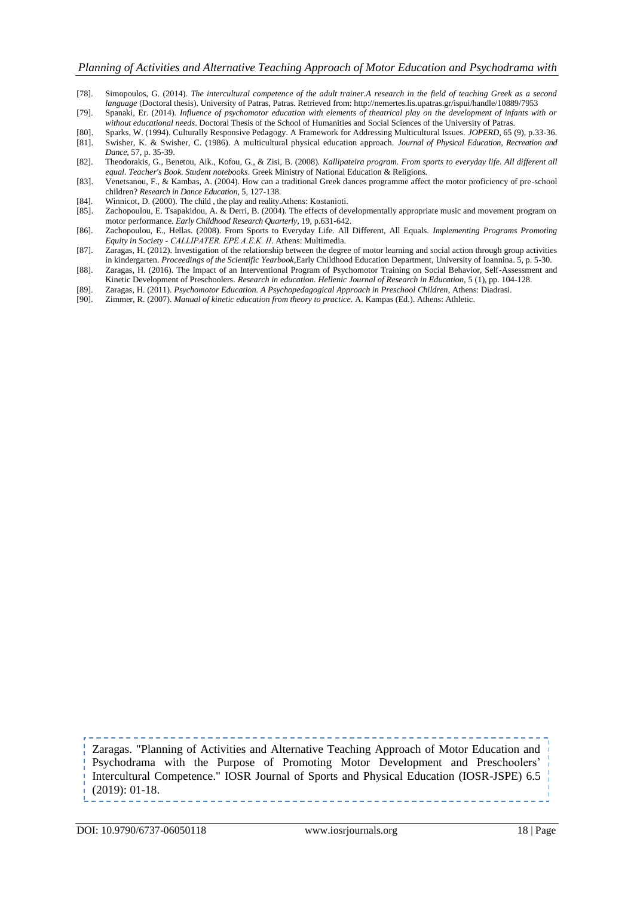[78]. Simopoulos, G. (2014). *The intercultural competence of the adult trainer.A research in the field of teaching Greek as a second language* (Doctoral thesis). University of Patras, Patras. Retrieved from: http://nemertes.lis.upatras.gr/ispui/handle/10889/7953

[79]. Spanaki, Er. (2014). *Influence of psychomotor education with elements of theatrical play on the development of infants with or without educational needs*. Doctoral Thesis of the School of Humanities and Social Sciences of the University of Patras.

[80]. Sparks, W. (1994). Culturally Responsive Pedagogy. A Framework for Addressing Multicultural Issues. *JOPERD*, 65 (9), p.33-36.

[81]. Swisher, K. & Swisher, C. (1986). A multicultural physical education approach. *Journal of Physical Education, Recreation and Dance*, 57, p. 35-39.

[82]. Theodorakis, G., Benetou, Aik., Kofou, G., & Zisi, B. (2008). *Kallipateira program. From sports to everyday life. All different all equal. Teacher's Book. Student notebooks*. Greek Ministry of National Education & Religions.

[83]. Venetsanou, F., & Kambas, A. (2004). How can a traditional Greek dances programme affect the motor proficiency of pre-school children? *Research in Dance Education*, 5, 127-138.

[84]. Winnicot, D. (2000). The child , the play and reality.Athens: Kαstanioti.

[85]. Zachopoulou, E. Tsapakidou, A. & Derri, B. (2004). The effects of developmentally appropriate music and movement program on motor performance. *Early Childhood Research Quarterly*, 19, p.631-642.

[86]. Zachopoulou, E., Hellas. (2008). From Sports to Everyday Life. All Different, All Equals. *Implementing Programs Promoting Equity in Society - CALLIPATER. EPE A.E.K. II*. Athens: Multimedia.

[87]. Zaragas, H. (2012). Investigation of the relationship between the degree of motor learning and social action through group activities in kindergarten. *Proceedings of the Scientific Yearbook*,Early Childhood Education Department, University of Ioannina. 5, p. 5-30.

[88]. Zaragas, H. (2016). The Impact of an Interventional Program of Psychomotor Training on Social Behavior, Self-Assessment and Kinetic Development of Preschoolers. *Research in education. Hellenic Journal of Research in Education*, 5 (1), pp. 104-128.

[89]. Zaragas, H. (2011). *Psychomotor Education. A Psychopedagogical Approach in Preschool Children*, Athens: Diadrasi.

[90]. Zimmer, R. (2007). *Manual of kinetic education from theory to practice*. A. Kampas (Ed.). Athens: Athletic.

Zaragas. "Planning of Activities and Alternative Teaching Approach of Motor Education and Psychodrama with the Purpose of Promoting Motor Development and Preschoolers' Intercultural Competence." IOSR Journal of Sports and Physical Education (IOSR-JSPE) 6.5 (2019): 01-18.